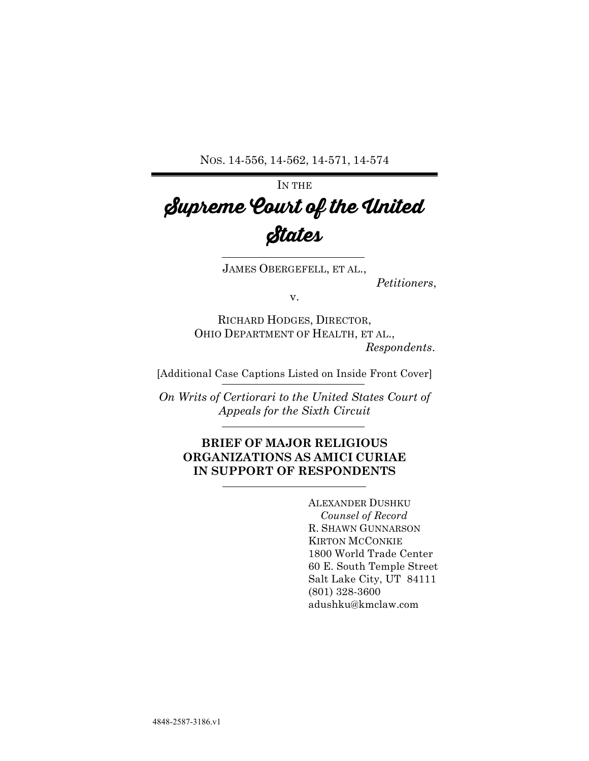NOS. 14-556, 14-562, 14-571, 14-574

IN THE

# Supreme Court of the United States

JAMES OBERGEFELL, ET AL.,

*Petitioners*,

v.

RICHARD HODGES, DIRECTOR,
OHIO DEPARTMENT OF HEALTH, ET AL.,

*Respondents*.

[Additional Case Captions Listed on Inside Front Cover]

*On Writs of Certiorari to the United States Court of Appeals for the Sixth Circuit*

**BRIEF OF MAJOR RELIGIOUS ORGANIZATIONS AS AMICI CURIAE IN SUPPORT OF RESPONDENTS**

ALEXANDER DUSHKU
*Counsel of Record*
R. SHAWN GUNNARSON
KIRTON MCCONKIE
1800 World Trade Center
60 E. South Temple Street
Salt Lake City, UT 84111
(801) 328-3600
adushku@kmclaw.com

4848-2587-3186.v1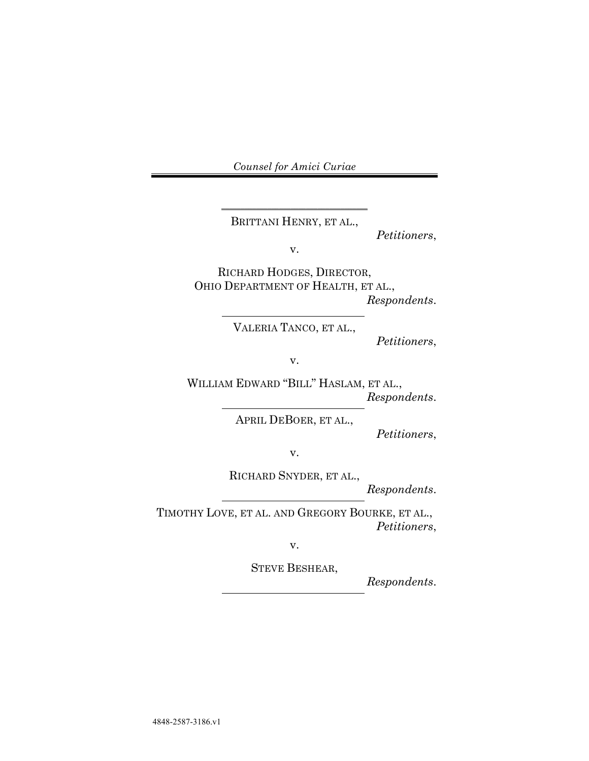*Counsel for Amici Curiae*

---

BRITTANI HENRY, ET AL.,

*Petitioners*,

v.

RICHARD HODGES, DIRECTOR,
OHIO DEPARTMENT OF HEALTH, ET AL.,

*Respondents*.

---

VALERIA TANCO, ET AL.,

*Petitioners*,

v.

WILLIAM EDWARD "BILL" HASLAM, ET AL.,

*Respondents*.

---

APRIL DEBOER, ET AL.,

*Petitioners*,

v.

RICHARD SNYDER, ET AL.,

*Respondents*.

---

TIMOTHY LOVE, ET AL. AND GREGORY BOURKE, ET AL.,

*Petitioners*,

v.

STEVE BESHEAR,

*Respondents*.

---

4848-2587-3186.v1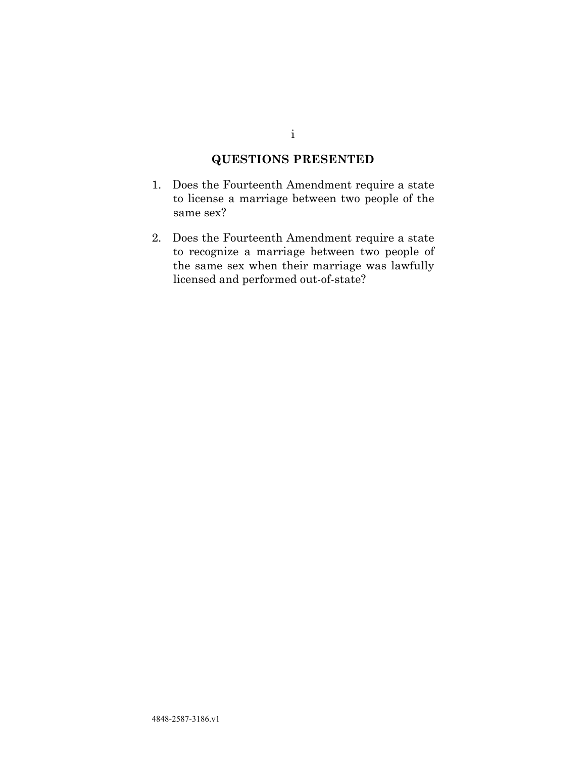## QUESTIONS PRESENTED

1. Does the Fourteenth Amendment require a state to license a marriage between two people of the same sex?

2. Does the Fourteenth Amendment require a state to recognize a marriage between two people of the same sex when their marriage was lawfully licensed and performed out-of-state?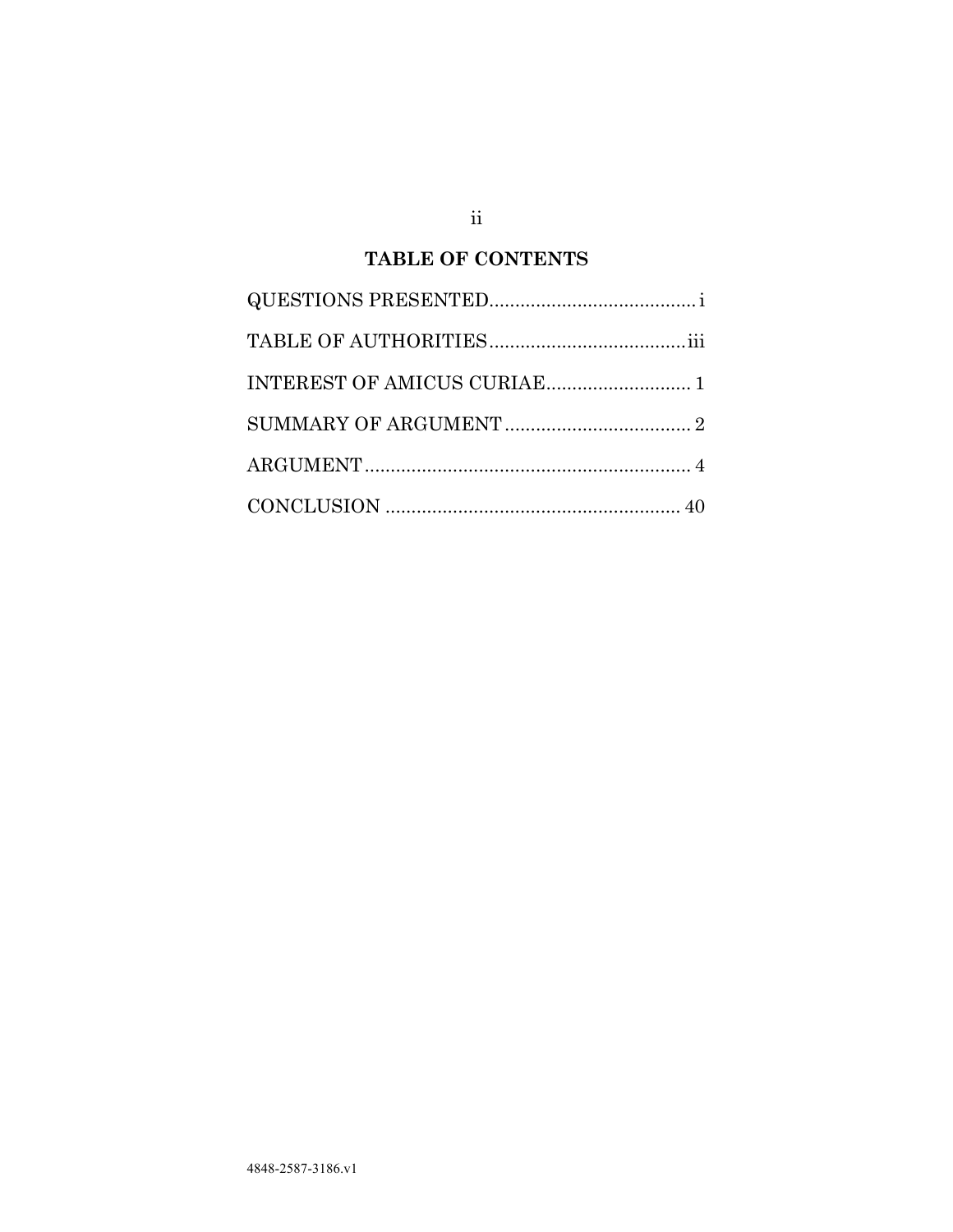## TABLE OF CONTENTS

QUESTIONS PRESENTED........................................i

TABLE OF AUTHORITIES......................................iii

INTEREST OF AMICUS CURIAE............................ 1

SUMMARY OF ARGUMENT.................................... 2

ARGUMENT............................................................... 4

CONCLUSION ......................................................... 40

4848-2587-3186.v1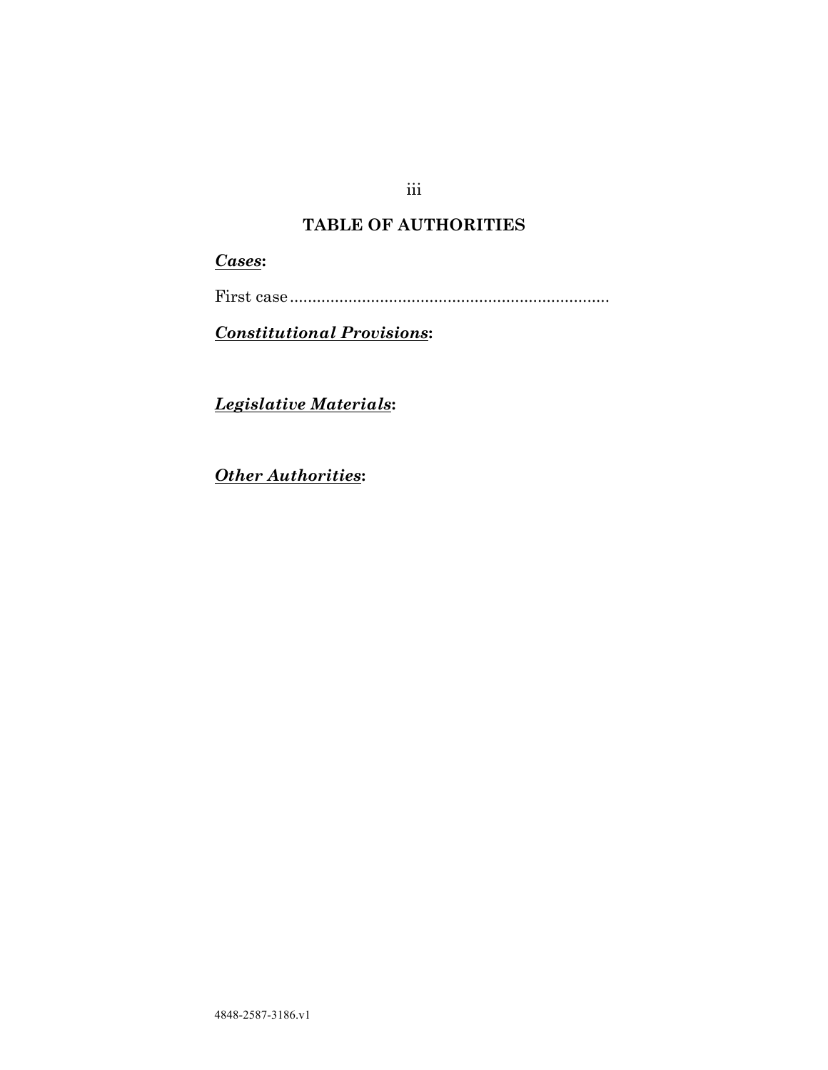## TABLE OF AUTHORITIES

***Cases*:**

First case........................................................................

***Constitutional Provisions*:**

***Legislative Materials*:**

***Other Authorities*:**

4848-2587-3186.v1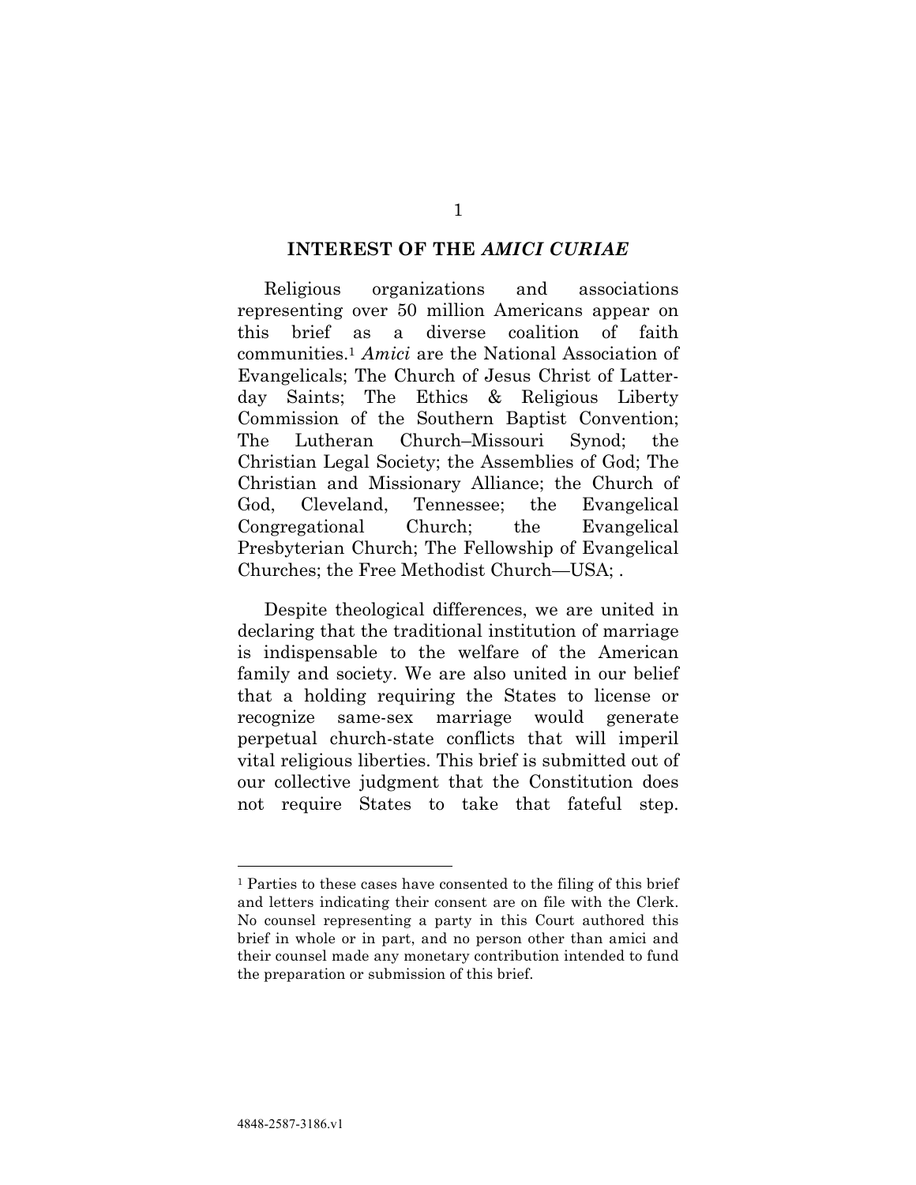## INTEREST OF THE *AMICI CURIAE*

Religious organizations and associations representing over 50 million Americans appear on this brief as a diverse coalition of faith communities.[1] *Amici* are the National Association of Evangelicals; The Church of Jesus Christ of Latter-day Saints; The Ethics & Religious Liberty Commission of the Southern Baptist Convention; The Lutheran Church–Missouri Synod; the Christian Legal Society; the Assemblies of God; The Christian and Missionary Alliance; the Church of God, Cleveland, Tennessee; the Evangelical Congregational Church; the Evangelical Presbyterian Church; The Fellowship of Evangelical Churches; the Free Methodist Church—USA; .

Despite theological differences, we are united in declaring that the traditional institution of marriage is indispensable to the welfare of the American family and society. We are also united in our belief that a holding requiring the States to license or recognize same-sex marriage would generate perpetual church-state conflicts that will imperil vital religious liberties. This brief is submitted out of our collective judgment that the Constitution does not require States to take that fateful step.

---

[1] Parties to these cases have consented to the filing of this brief and letters indicating their consent are on file with the Clerk. No counsel representing a party in this Court authored this brief in whole or in part, and no person other than amici and their counsel made any monetary contribution intended to fund the preparation or submission of this brief.

4848-2587-3186.v1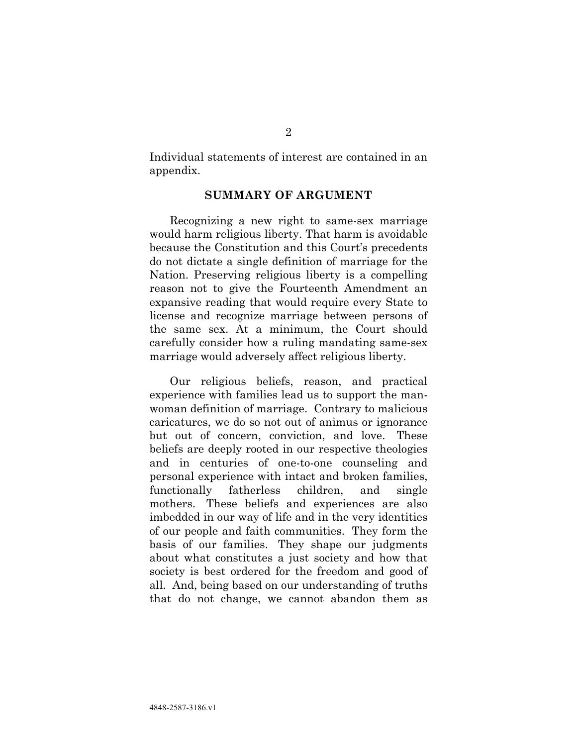Individual statements of interest are contained in an appendix.

## SUMMARY OF ARGUMENT

Recognizing a new right to same-sex marriage would harm religious liberty. That harm is avoidable because the Constitution and this Court's precedents do not dictate a single definition of marriage for the Nation. Preserving religious liberty is a compelling reason not to give the Fourteenth Amendment an expansive reading that would require every State to license and recognize marriage between persons of the same sex. At a minimum, the Court should carefully consider how a ruling mandating same-sex marriage would adversely affect religious liberty.

Our religious beliefs, reason, and practical experience with families lead us to support the man-woman definition of marriage. Contrary to malicious caricatures, we do so not out of animus or ignorance but out of concern, conviction, and love. These beliefs are deeply rooted in our respective theologies and in centuries of one-to-one counseling and personal experience with intact and broken families, functionally fatherless children, and single mothers. These beliefs and experiences are also imbedded in our way of life and in the very identities of our people and faith communities. They form the basis of our families. They shape our judgments about what constitutes a just society and how that society is best ordered for the freedom and good of all. And, being based on our understanding of truths that do not change, we cannot abandon them as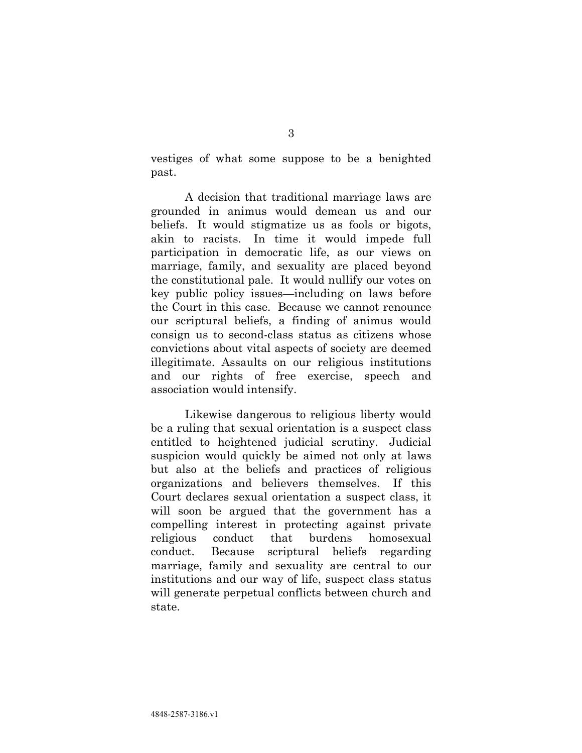vestiges of what some suppose to be a benighted past.

A decision that traditional marriage laws are grounded in animus would demean us and our beliefs. It would stigmatize us as fools or bigots, akin to racists. In time it would impede full participation in democratic life, as our views on marriage, family, and sexuality are placed beyond the constitutional pale. It would nullify our votes on key public policy issues—including on laws before the Court in this case. Because we cannot renounce our scriptural beliefs, a finding of animus would consign us to second-class status as citizens whose convictions about vital aspects of society are deemed illegitimate. Assaults on our religious institutions and our rights of free exercise, speech and association would intensify.

Likewise dangerous to religious liberty would be a ruling that sexual orientation is a suspect class entitled to heightened judicial scrutiny. Judicial suspicion would quickly be aimed not only at laws but also at the beliefs and practices of religious organizations and believers themselves. If this Court declares sexual orientation a suspect class, it will soon be argued that the government has a compelling interest in protecting against private religious conduct that burdens homosexual conduct. Because scriptural beliefs regarding marriage, family and sexuality are central to our institutions and our way of life, suspect class status will generate perpetual conflicts between church and state.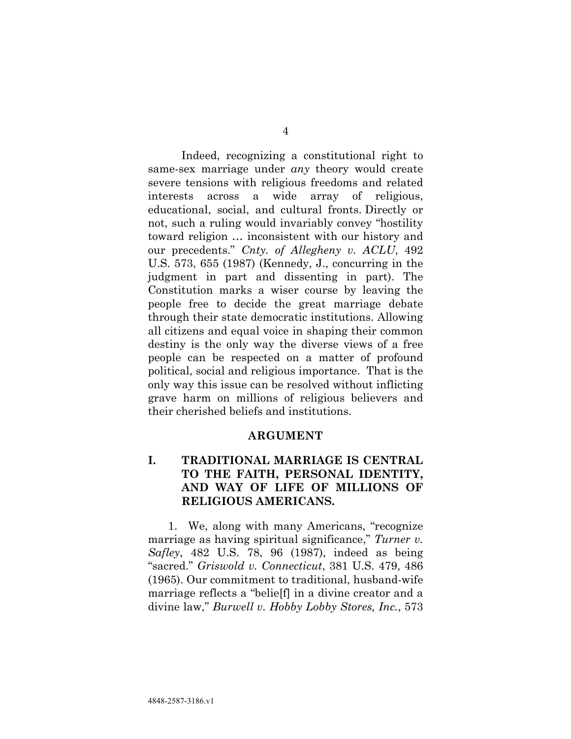Indeed, recognizing a constitutional right to same-sex marriage under *any* theory would create severe tensions with religious freedoms and related interests across a wide array of religious, educational, social, and cultural fronts. Directly or not, such a ruling would invariably convey "hostility toward religion … inconsistent with our history and our precedents." *Cnty. of Allegheny v. ACLU*, 492 U.S. 573, 655 (1987) (Kennedy, J., concurring in the judgment in part and dissenting in part). The Constitution marks a wiser course by leaving the people free to decide the great marriage debate through their state democratic institutions. Allowing all citizens and equal voice in shaping their common destiny is the only way the diverse views of a free people can be respected on a matter of profound political, social and religious importance. That is the only way this issue can be resolved without inflicting grave harm on millions of religious believers and their cherished beliefs and institutions.

## ARGUMENT

### I. TRADITIONAL MARRIAGE IS CENTRAL TO THE FAITH, PERSONAL IDENTITY, AND WAY OF LIFE OF MILLIONS OF RELIGIOUS AMERICANS.

1. We, along with many Americans, "recognize marriage as having spiritual significance," *Turner v. Safley*, 482 U.S. 78, 96 (1987), indeed as being "sacred." *Griswold v. Connecticut*, 381 U.S. 479, 486 (1965). Our commitment to traditional, husband-wife marriage reflects a "belie[f] in a divine creator and a divine law," *Burwell v. Hobby Lobby Stores, Inc.*, 573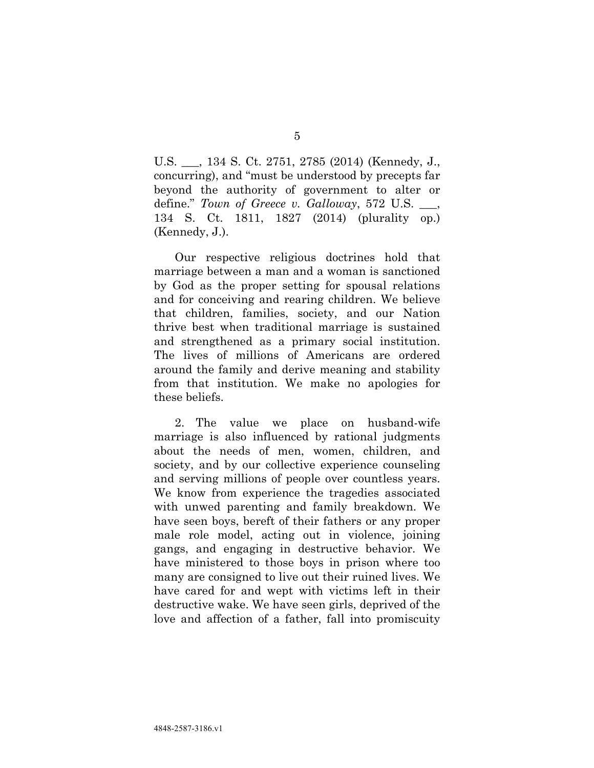U.S. ___, 134 S. Ct. 2751, 2785 (2014) (Kennedy, J., concurring), and "must be understood by precepts far beyond the authority of government to alter or define." *Town of Greece v. Galloway*, 572 U.S. ___, 134 S. Ct. 1811, 1827 (2014) (plurality op.) (Kennedy, J.).

Our respective religious doctrines hold that marriage between a man and a woman is sanctioned by God as the proper setting for spousal relations and for conceiving and rearing children. We believe that children, families, society, and our Nation thrive best when traditional marriage is sustained and strengthened as a primary social institution. The lives of millions of Americans are ordered around the family and derive meaning and stability from that institution. We make no apologies for these beliefs.

2. The value we place on husband-wife marriage is also influenced by rational judgments about the needs of men, women, children, and society, and by our collective experience counseling and serving millions of people over countless years. We know from experience the tragedies associated with unwed parenting and family breakdown. We have seen boys, bereft of their fathers or any proper male role model, acting out in violence, joining gangs, and engaging in destructive behavior. We have ministered to those boys in prison where too many are consigned to live out their ruined lives. We have cared for and wept with victims left in their destructive wake. We have seen girls, deprived of the love and affection of a father, fall into promiscuity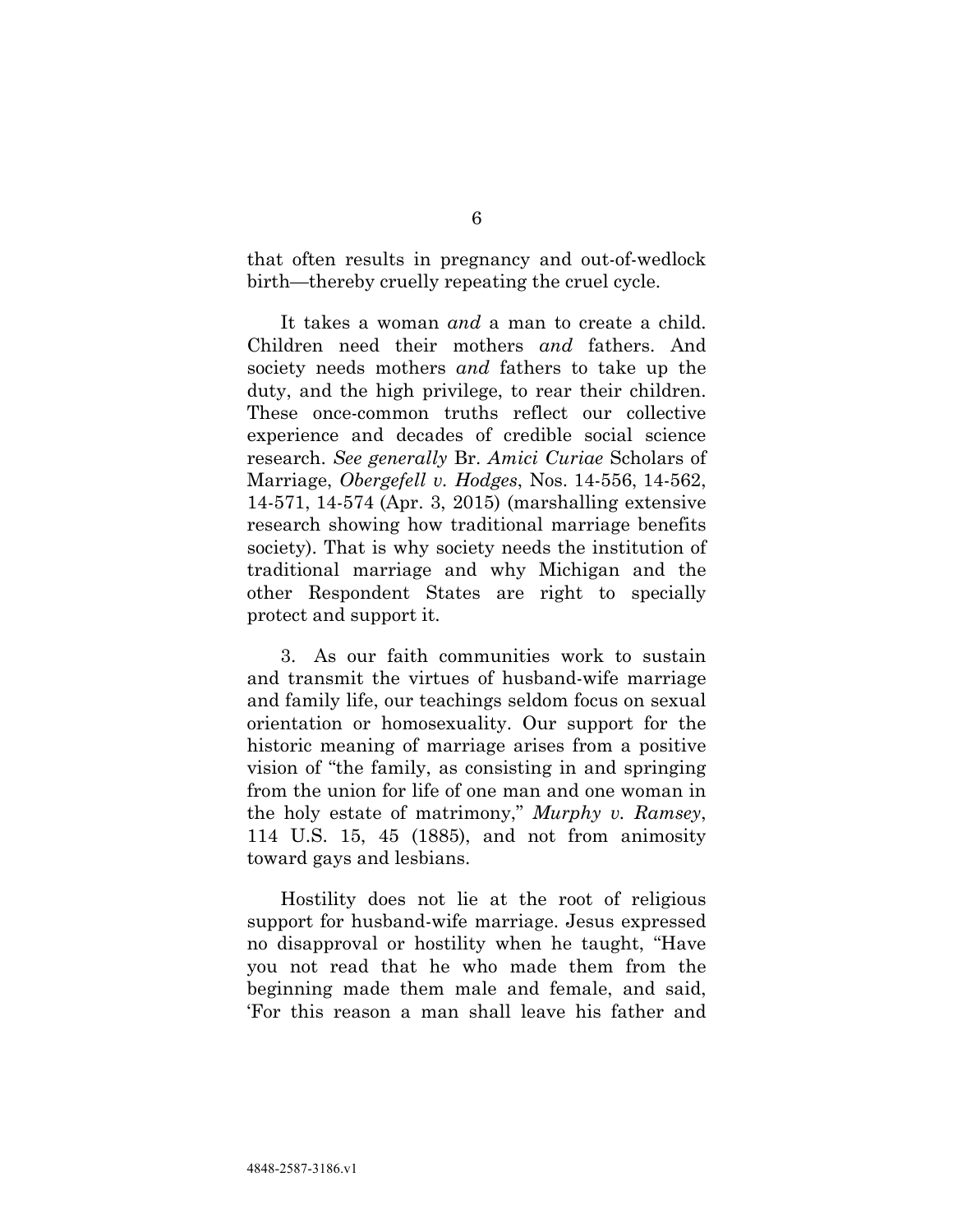that often results in pregnancy and out-of-wedlock birth—thereby cruelly repeating the cruel cycle.

It takes a woman *and* a man to create a child. Children need their mothers *and* fathers. And society needs mothers *and* fathers to take up the duty, and the high privilege, to rear their children. These once-common truths reflect our collective experience and decades of credible social science research. *See generally* Br. *Amici Curiae* Scholars of Marriage, *Obergefell v. Hodges*, Nos. 14-556, 14-562, 14-571, 14-574 (Apr. 3, 2015) (marshalling extensive research showing how traditional marriage benefits society). That is why society needs the institution of traditional marriage and why Michigan and the other Respondent States are right to specially protect and support it.

3. As our faith communities work to sustain and transmit the virtues of husband-wife marriage and family life, our teachings seldom focus on sexual orientation or homosexuality. Our support for the historic meaning of marriage arises from a positive vision of "the family, as consisting in and springing from the union for life of one man and one woman in the holy estate of matrimony," *Murphy v. Ramsey*, 114 U.S. 15, 45 (1885), and not from animosity toward gays and lesbians.

Hostility does not lie at the root of religious support for husband-wife marriage. Jesus expressed no disapproval or hostility when he taught, "Have you not read that he who made them from the beginning made them male and female, and said, 'For this reason a man shall leave his father and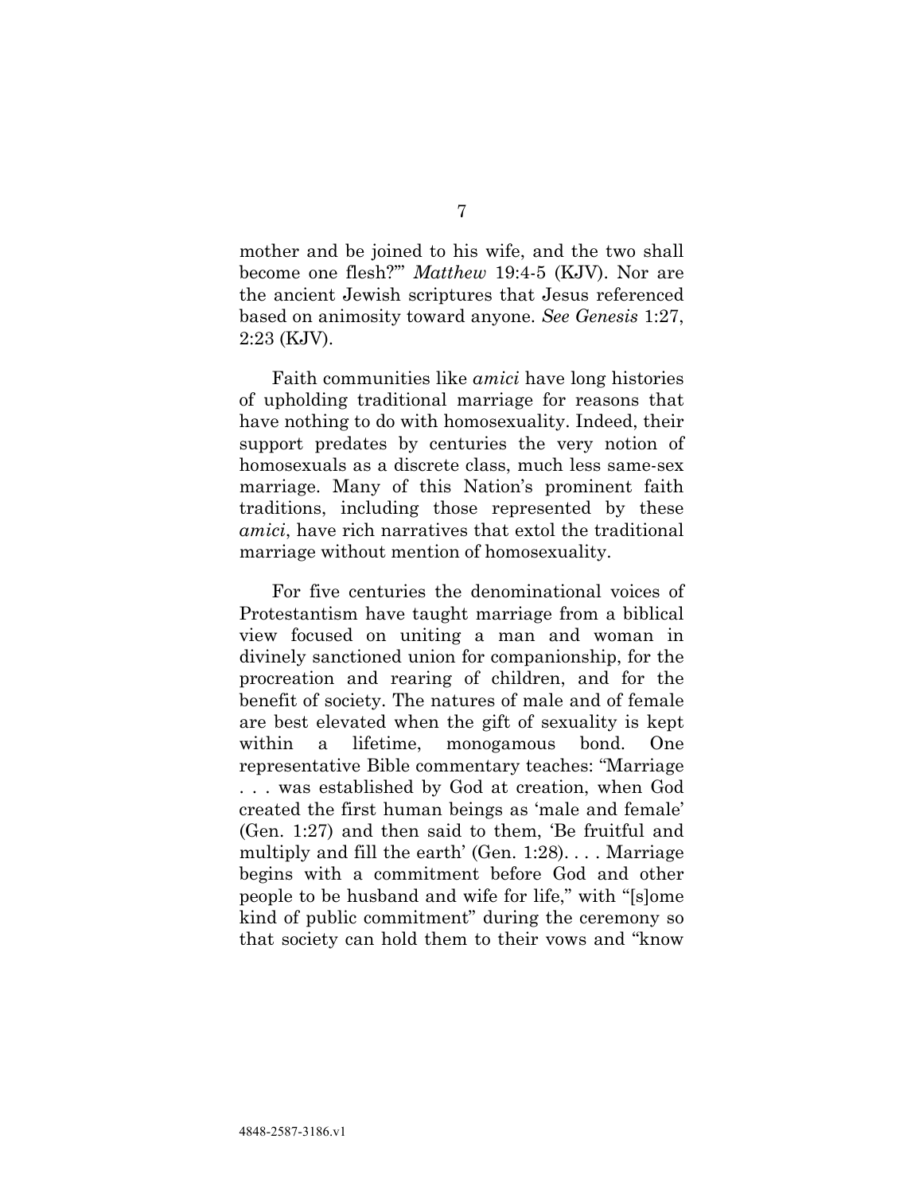mother and be joined to his wife, and the two shall become one flesh?'" *Matthew* 19:4-5 (KJV). Nor are the ancient Jewish scriptures that Jesus referenced based on animosity toward anyone. *See Genesis* 1:27, 2:23 (KJV).

Faith communities like *amici* have long histories of upholding traditional marriage for reasons that have nothing to do with homosexuality. Indeed, their support predates by centuries the very notion of homosexuals as a discrete class, much less same-sex marriage. Many of this Nation's prominent faith traditions, including those represented by these *amici*, have rich narratives that extol the traditional marriage without mention of homosexuality.

For five centuries the denominational voices of Protestantism have taught marriage from a biblical view focused on uniting a man and woman in divinely sanctioned union for companionship, for the procreation and rearing of children, and for the benefit of society. The natures of male and of female are best elevated when the gift of sexuality is kept within a lifetime, monogamous bond. One representative Bible commentary teaches: "Marriage . . . was established by God at creation, when God created the first human beings as 'male and female' (Gen. 1:27) and then said to them, 'Be fruitful and multiply and fill the earth' (Gen. 1:28). . . . Marriage begins with a commitment before God and other people to be husband and wife for life," with "[s]ome kind of public commitment" during the ceremony so that society can hold them to their vows and "know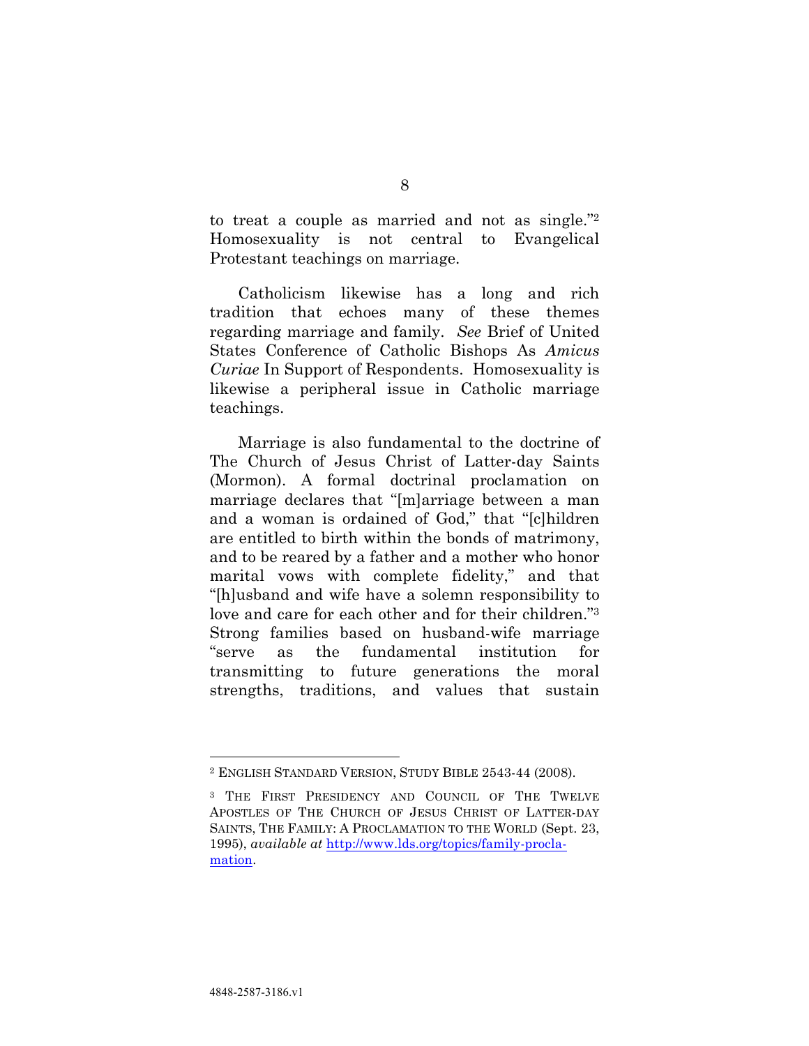to treat a couple as married and not as single."[2] Homosexuality is not central to Evangelical Protestant teachings on marriage.

Catholicism likewise has a long and rich tradition that echoes many of these themes regarding marriage and family. *See* Brief of United States Conference of Catholic Bishops As *Amicus Curiae* In Support of Respondents. Homosexuality is likewise a peripheral issue in Catholic marriage teachings.

Marriage is also fundamental to the doctrine of The Church of Jesus Christ of Latter-day Saints (Mormon). A formal doctrinal proclamation on marriage declares that "[m]arriage between a man and a woman is ordained of God," that "[c]hildren are entitled to birth within the bonds of matrimony, and to be reared by a father and a mother who honor marital vows with complete fidelity," and that "[h]usband and wife have a solemn responsibility to love and care for each other and for their children."[3] Strong families based on husband-wife marriage "serve as the fundamental institution for transmitting to future generations the moral strengths, traditions, and values that sustain

---

[2] ENGLISH STANDARD VERSION, STUDY BIBLE 2543-44 (2008).

[3] THE FIRST PRESIDENCY AND COUNCIL OF THE TWELVE APOSTLES OF THE CHURCH OF JESUS CHRIST OF LATTER-DAY SAINTS, THE FAMILY: A PROCLAMATION TO THE WORLD (Sept. 23, 1995), *available at* http://www.lds.org/topics/family-proclamation.

4848-2587-3186.v1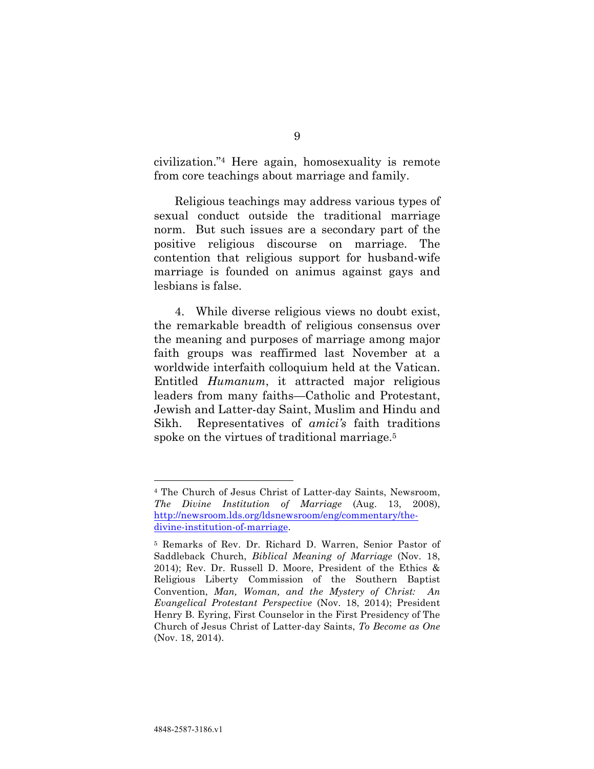civilization."[4] Here again, homosexuality is remote from core teachings about marriage and family.

Religious teachings may address various types of sexual conduct outside the traditional marriage norm. But such issues are a secondary part of the positive religious discourse on marriage. The contention that religious support for husband-wife marriage is founded on animus against gays and lesbians is false.

4. While diverse religious views no doubt exist, the remarkable breadth of religious consensus over the meaning and purposes of marriage among major faith groups was reaffirmed last November at a worldwide interfaith colloquium held at the Vatican. Entitled *Humanum*, it attracted major religious leaders from many faiths—Catholic and Protestant, Jewish and Latter-day Saint, Muslim and Hindu and Sikh. Representatives of *amici's* faith traditions spoke on the virtues of traditional marriage.[5]

---

[4] The Church of Jesus Christ of Latter-day Saints, Newsroom, *The Divine Institution of Marriage* (Aug. 13, 2008), http://newsroom.lds.org/ldsnewsroom/eng/commentary/the-divine-institution-of-marriage.

[5] Remarks of Rev. Dr. Richard D. Warren, Senior Pastor of Saddleback Church, *Biblical Meaning of Marriage* (Nov. 18, 2014); Rev. Dr. Russell D. Moore, President of the Ethics & Religious Liberty Commission of the Southern Baptist Convention, *Man, Woman, and the Mystery of Christ: An Evangelical Protestant Perspective* (Nov. 18, 2014); President Henry B. Eyring, First Counselor in the First Presidency of The Church of Jesus Christ of Latter-day Saints, *To Become as One* (Nov. 18, 2014).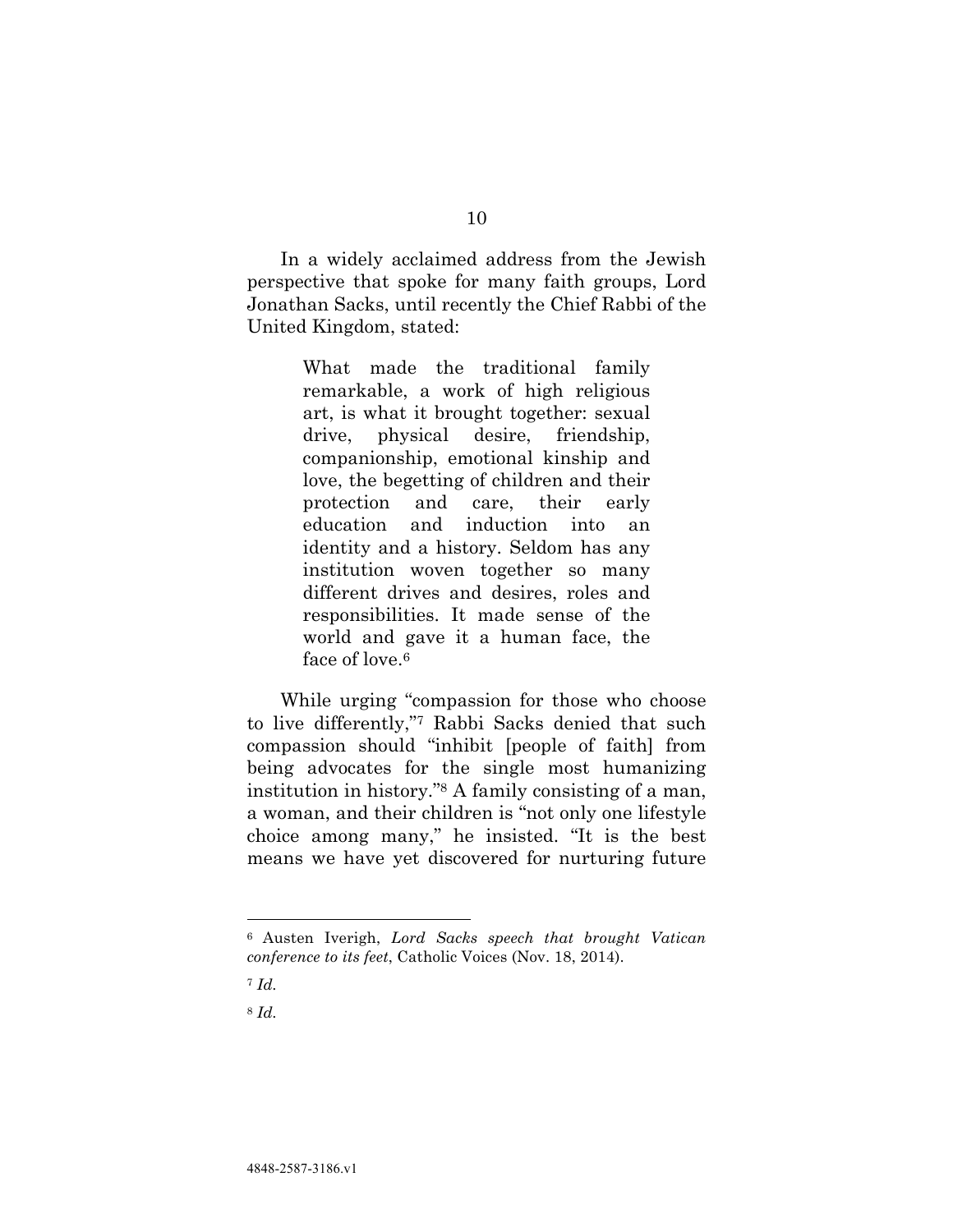In a widely acclaimed address from the Jewish perspective that spoke for many faith groups, Lord Jonathan Sacks, until recently the Chief Rabbi of the United Kingdom, stated:

> What made the traditional family remarkable, a work of high religious art, is what it brought together: sexual drive, physical desire, friendship, companionship, emotional kinship and love, the begetting of children and their protection and care, their early education and induction into an identity and a history. Seldom has any institution woven together so many different drives and desires, roles and responsibilities. It made sense of the world and gave it a human face, the face of love.[6]

While urging "compassion for those who choose to live differently,"[7] Rabbi Sacks denied that such compassion should "inhibit [people of faith] from being advocates for the single most humanizing institution in history."[8] A family consisting of a man, a woman, and their children is "not only one lifestyle choice among many," he insisted. "It is the best means we have yet discovered for nurturing future

---

[6] Austen Iverigh, *Lord Sacks speech that brought Vatican conference to its feet*, Catholic Voices (Nov. 18, 2014).

[7] *Id.*

[8] *Id.*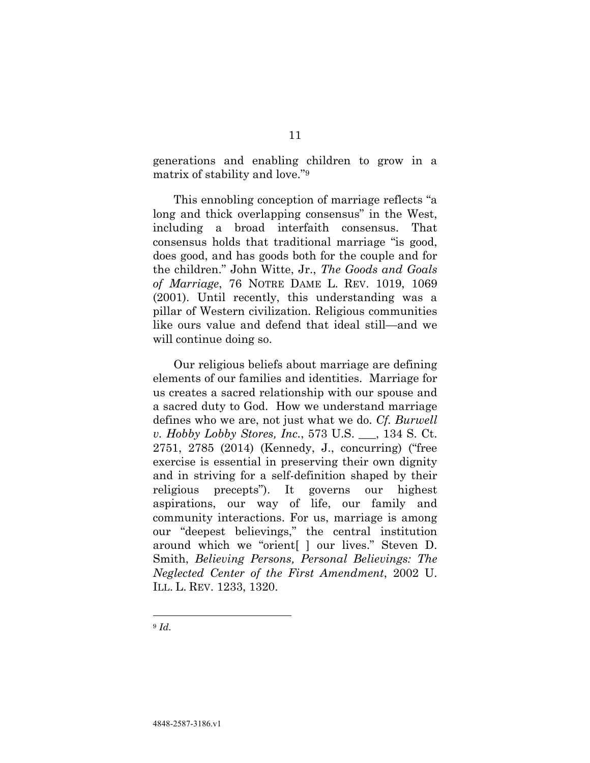generations and enabling children to grow in a matrix of stability and love."[9]

This ennobling conception of marriage reflects "a long and thick overlapping consensus" in the West, including a broad interfaith consensus. That consensus holds that traditional marriage "is good, does good, and has goods both for the couple and for the children." John Witte, Jr., *The Goods and Goals of Marriage*, 76 NOTRE DAME L. REV. 1019, 1069 (2001). Until recently, this understanding was a pillar of Western civilization. Religious communities like ours value and defend that ideal still—and we will continue doing so.

Our religious beliefs about marriage are defining elements of our families and identities. Marriage for us creates a sacred relationship with our spouse and a sacred duty to God. How we understand marriage defines who we are, not just what we do. *Cf. Burwell v. Hobby Lobby Stores, Inc.*, 573 U.S. ___, 134 S. Ct. 2751, 2785 (2014) (Kennedy, J., concurring) ("free exercise is essential in preserving their own dignity and in striving for a self-definition shaped by their religious precepts"). It governs our highest aspirations, our way of life, our family and community interactions. For us, marriage is among our "deepest believings," the central institution around which we "orient[ ] our lives." Steven D. Smith, *Believing Persons, Personal Believings: The Neglected Center of the First Amendment*, 2002 U. ILL. L. REV. 1233, 1320.

---

[9] *Id.*

4848-2587-3186.v1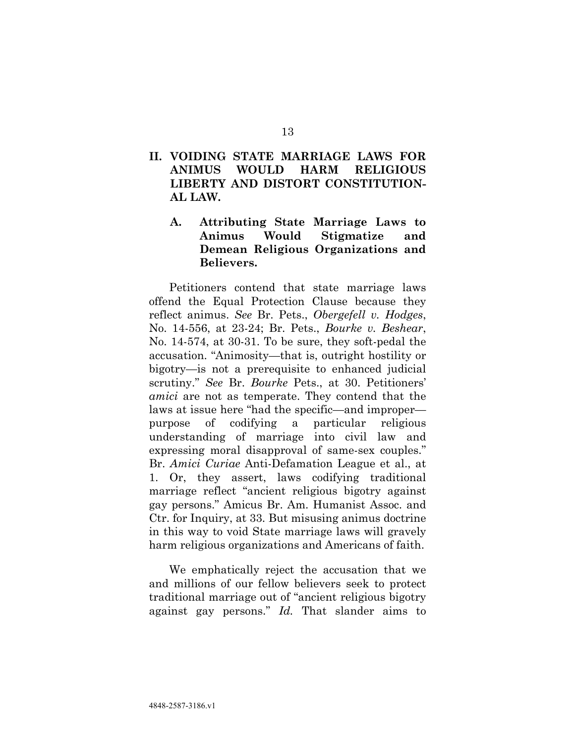## II. VOIDING STATE MARRIAGE LAWS FOR ANIMUS WOULD HARM RELIGIOUS LIBERTY AND DISTORT CONSTITUTIONAL LAW.

### A. Attributing State Marriage Laws to Animus Would Stigmatize and Demean Religious Organizations and Believers.

Petitioners contend that state marriage laws offend the Equal Protection Clause because they reflect animus. *See* Br. Pets., *Obergefell v. Hodges*, No. 14-556, at 23-24; Br. Pets., *Bourke v. Beshear*, No. 14-574, at 30-31. To be sure, they soft-pedal the accusation. "Animosity—that is, outright hostility or bigotry—is not a prerequisite to enhanced judicial scrutiny." *See* Br. *Bourke* Pets., at 30. Petitioners' *amici* are not as temperate. They contend that the laws at issue here "had the specific—and improper—purpose of codifying a particular religious understanding of marriage into civil law and expressing moral disapproval of same-sex couples." Br. *Amici Curiae* Anti-Defamation League et al., at 1. Or, they assert, laws codifying traditional marriage reflect "ancient religious bigotry against gay persons." Amicus Br. Am. Humanist Assoc. and Ctr. for Inquiry, at 33. But misusing animus doctrine in this way to void State marriage laws will gravely harm religious organizations and Americans of faith.

We emphatically reject the accusation that we and millions of our fellow believers seek to protect traditional marriage out of "ancient religious bigotry against gay persons." *Id.* That slander aims to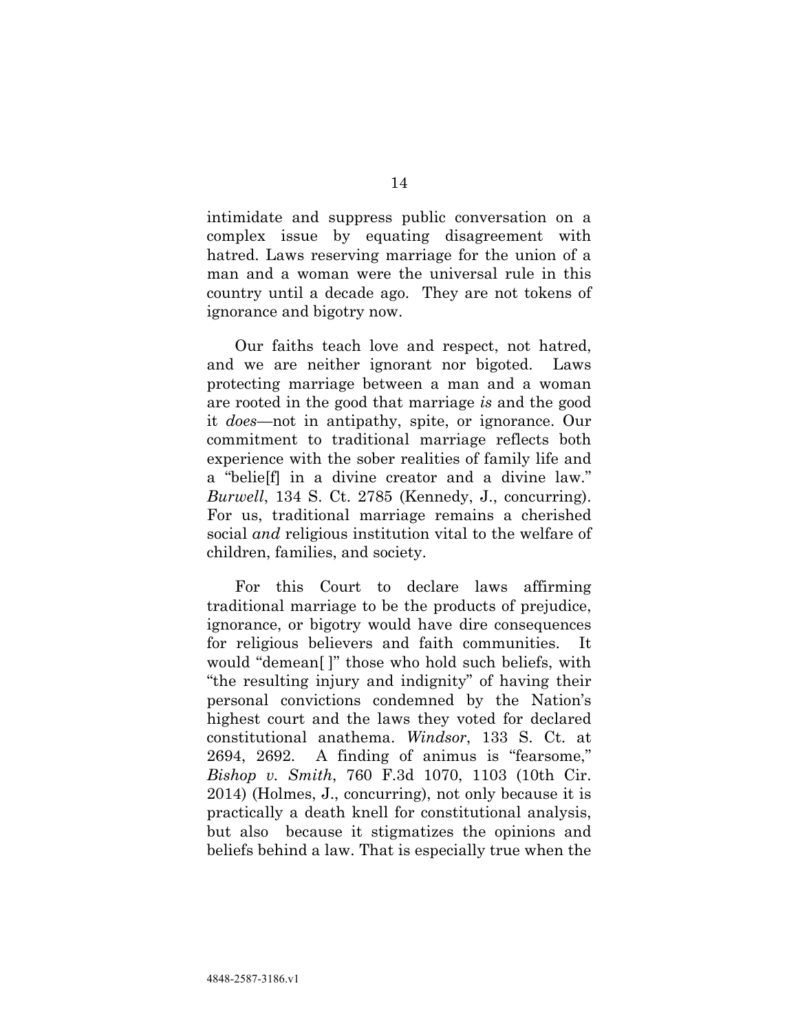intimidate and suppress public conversation on a complex issue by equating disagreement with hatred. Laws reserving marriage for the union of a man and a woman were the universal rule in this country until a decade ago. They are not tokens of ignorance and bigotry now.

Our faiths teach love and respect, not hatred, and we are neither ignorant nor bigoted. Laws protecting marriage between a man and a woman are rooted in the good that marriage *is* and the good it *does*—not in antipathy, spite, or ignorance. Our commitment to traditional marriage reflects both experience with the sober realities of family life and a "belie[f] in a divine creator and a divine law." *Burwell*, 134 S. Ct. 2785 (Kennedy, J., concurring). For us, traditional marriage remains a cherished social *and* religious institution vital to the welfare of children, families, and society.

For this Court to declare laws affirming traditional marriage to be the products of prejudice, ignorance, or bigotry would have dire consequences for religious believers and faith communities. It would "demean[ ]" those who hold such beliefs, with "the resulting injury and indignity" of having their personal convictions condemned by the Nation's highest court and the laws they voted for declared constitutional anathema. *Windsor*, 133 S. Ct. at 2694, 2692. A finding of animus is "fearsome," *Bishop v. Smith*, 760 F.3d 1070, 1103 (10th Cir. 2014) (Holmes, J., concurring), not only because it is practically a death knell for constitutional analysis, but also because it stigmatizes the opinions and beliefs behind a law. That is especially true when the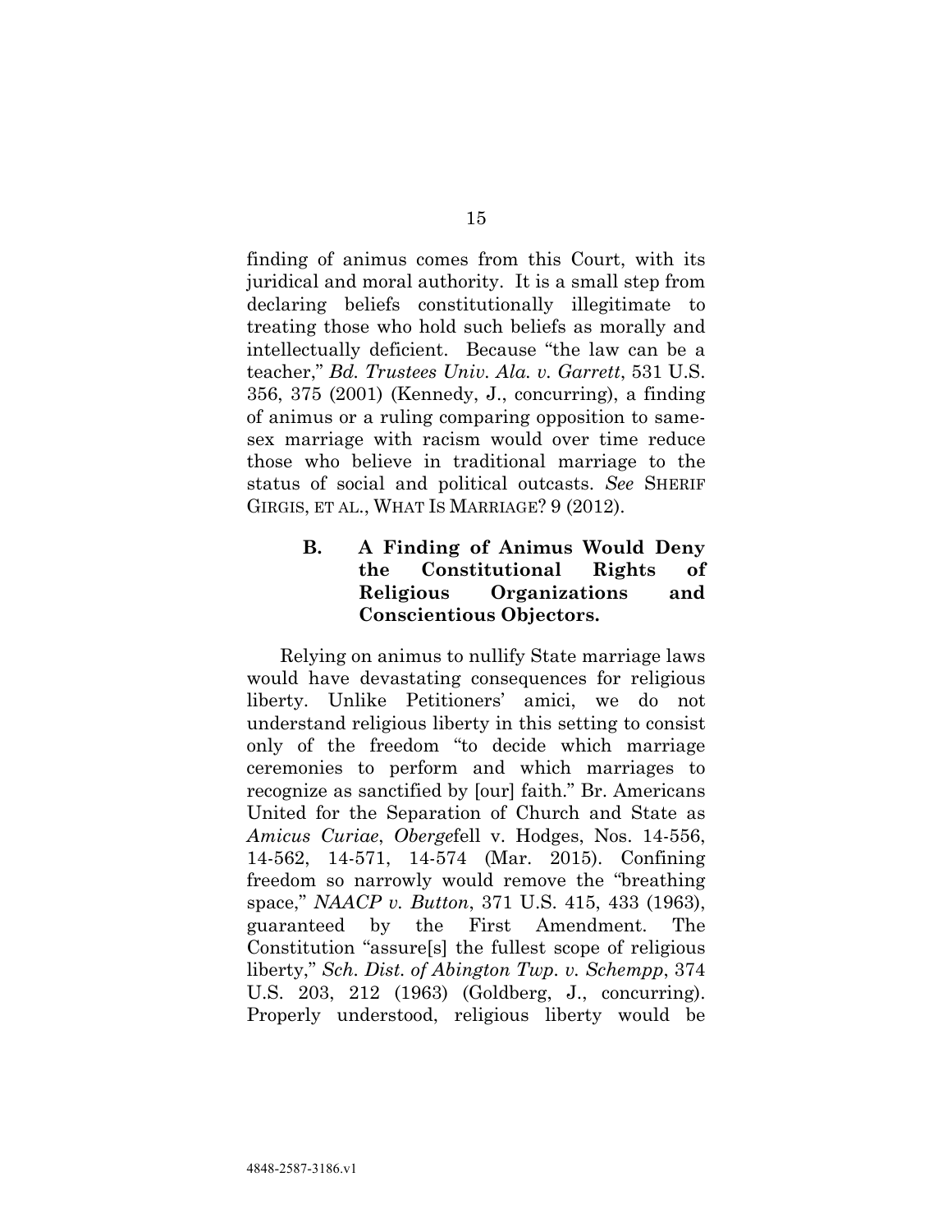finding of animus comes from this Court, with its juridical and moral authority. It is a small step from declaring beliefs constitutionally illegitimate to treating those who hold such beliefs as morally and intellectually deficient. Because "the law can be a teacher," *Bd. Trustees Univ. Ala. v. Garrett*, 531 U.S. 356, 375 (2001) (Kennedy, J., concurring), a finding of animus or a ruling comparing opposition to same-sex marriage with racism would over time reduce those who believe in traditional marriage to the status of social and political outcasts. *See* SHERIF GIRGIS, ET AL., WHAT IS MARRIAGE? 9 (2012).

### B. A Finding of Animus Would Deny the Constitutional Rights of Religious Organizations and Conscientious Objectors.

Relying on animus to nullify State marriage laws would have devastating consequences for religious liberty. Unlike Petitioners' amici, we do not understand religious liberty in this setting to consist only of the freedom "to decide which marriage ceremonies to perform and which marriages to recognize as sanctified by [our] faith." Br. Americans United for the Separation of Church and State as *Amicus Curiae*, *Oberge*fell v. Hodges, Nos. 14-556, 14-562, 14-571, 14-574 (Mar. 2015). Confining freedom so narrowly would remove the "breathing space," *NAACP v. Button*, 371 U.S. 415, 433 (1963), guaranteed by the First Amendment. The Constitution "assure[s] the fullest scope of religious liberty," *Sch. Dist. of Abington Twp. v. Schempp*, 374 U.S. 203, 212 (1963) (Goldberg, J., concurring). Properly understood, religious liberty would be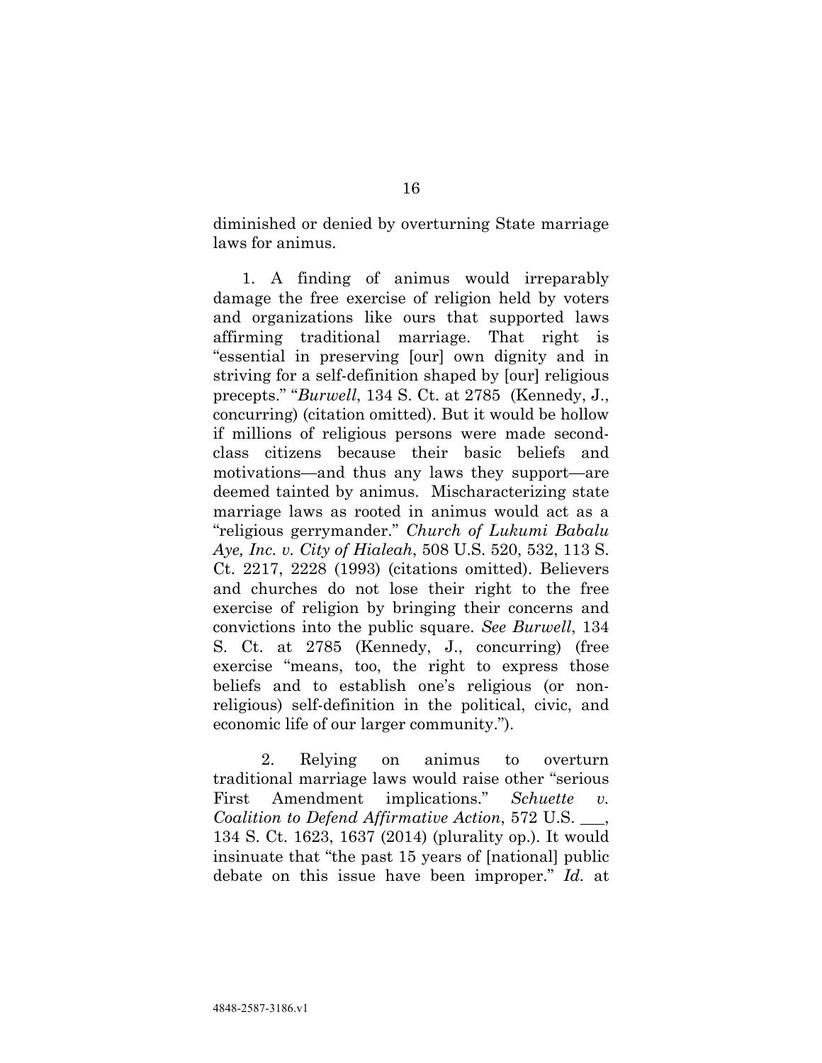diminished or denied by overturning State marriage laws for animus.

1. A finding of animus would irreparably damage the free exercise of religion held by voters and organizations like ours that supported laws affirming traditional marriage. That right is "essential in preserving [our] own dignity and in striving for a self-definition shaped by [our] religious precepts." "*Burwell*, 134 S. Ct. at 2785 (Kennedy, J., concurring) (citation omitted). But it would be hollow if millions of religious persons were made second-class citizens because their basic beliefs and motivations—and thus any laws they support—are deemed tainted by animus. Mischaracterizing state marriage laws as rooted in animus would act as a "religious gerrymander." *Church of Lukumi Babalu Aye, Inc. v. City of Hialeah*, 508 U.S. 520, 532, 113 S. Ct. 2217, 2228 (1993) (citations omitted). Believers and churches do not lose their right to the free exercise of religion by bringing their concerns and convictions into the public square. *See Burwell*, 134 S. Ct. at 2785 (Kennedy, J., concurring) (free exercise "means, too, the right to express those beliefs and to establish one's religious (or non-religious) self-definition in the political, civic, and economic life of our larger community.").

2. Relying on animus to overturn traditional marriage laws would raise other "serious First Amendment implications." *Schuette v. Coalition to Defend Affirmative Action*, 572 U.S. ___, 134 S. Ct. 1623, 1637 (2014) (plurality op.). It would insinuate that "the past 15 years of [national] public debate on this issue have been improper." *Id.* at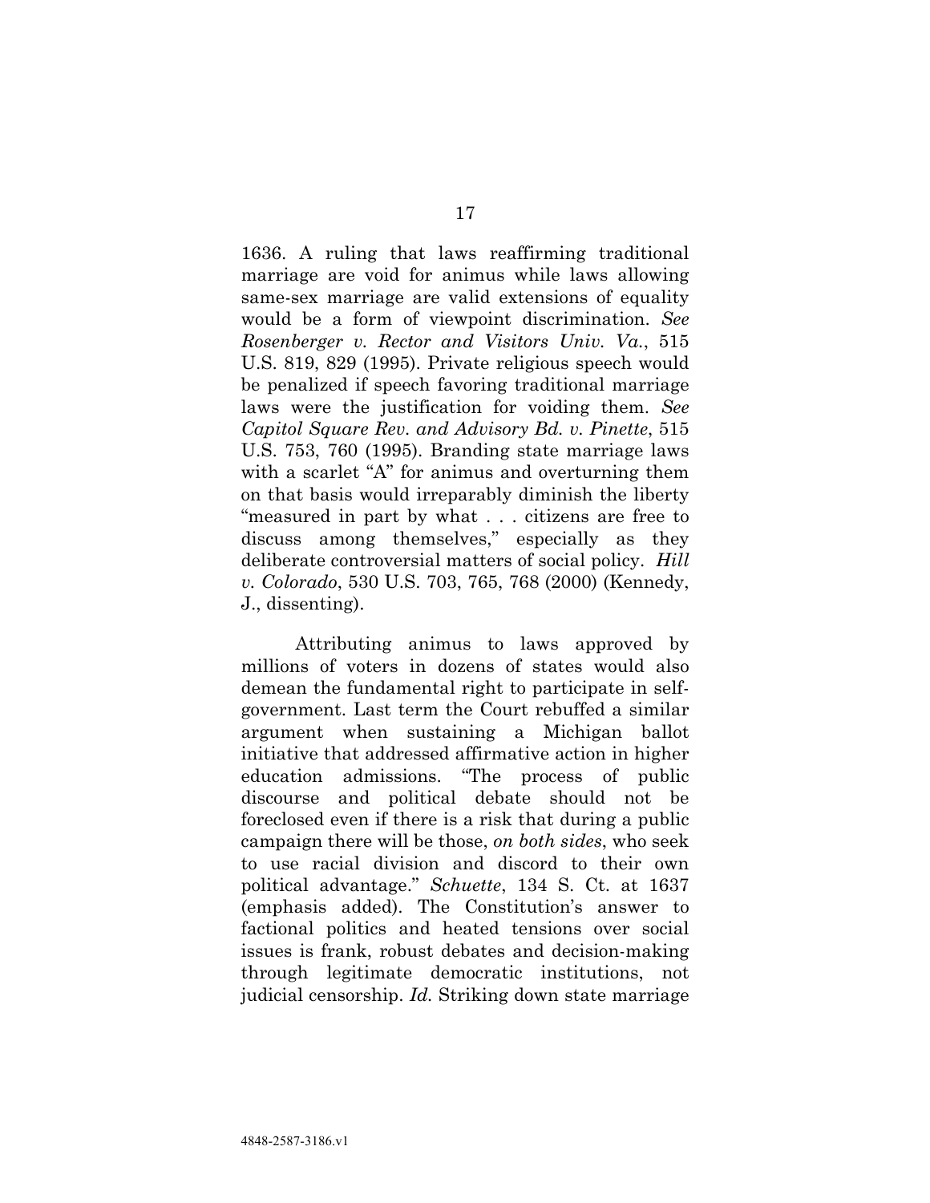1636. A ruling that laws reaffirming traditional marriage are void for animus while laws allowing same-sex marriage are valid extensions of equality would be a form of viewpoint discrimination. *See Rosenberger v. Rector and Visitors Univ. Va.*, 515 U.S. 819, 829 (1995). Private religious speech would be penalized if speech favoring traditional marriage laws were the justification for voiding them. *See Capitol Square Rev. and Advisory Bd. v. Pinette*, 515 U.S. 753, 760 (1995). Branding state marriage laws with a scarlet "A" for animus and overturning them on that basis would irreparably diminish the liberty "measured in part by what . . . citizens are free to discuss among themselves," especially as they deliberate controversial matters of social policy. *Hill v. Colorado*, 530 U.S. 703, 765, 768 (2000) (Kennedy, J., dissenting).

Attributing animus to laws approved by millions of voters in dozens of states would also demean the fundamental right to participate in self-government. Last term the Court rebuffed a similar argument when sustaining a Michigan ballot initiative that addressed affirmative action in higher education admissions. "The process of public discourse and political debate should not be foreclosed even if there is a risk that during a public campaign there will be those, *on both sides*, who seek to use racial division and discord to their own political advantage." *Schuette*, 134 S. Ct. at 1637 (emphasis added). The Constitution's answer to factional politics and heated tensions over social issues is frank, robust debates and decision-making through legitimate democratic institutions, not judicial censorship. *Id.* Striking down state marriage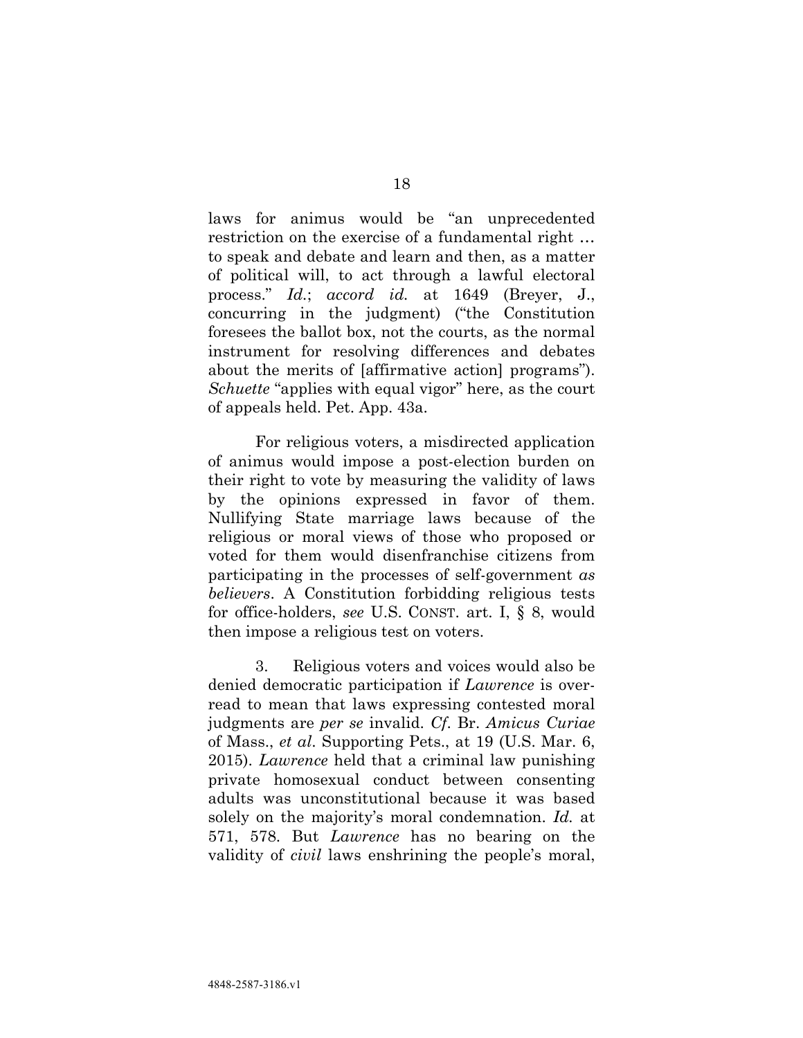laws for animus would be "an unprecedented restriction on the exercise of a fundamental right … to speak and debate and learn and then, as a matter of political will, to act through a lawful electoral process." *Id.*; *accord id.* at 1649 (Breyer, J., concurring in the judgment) ("the Constitution foresees the ballot box, not the courts, as the normal instrument for resolving differences and debates about the merits of [affirmative action] programs"). *Schuette* "applies with equal vigor" here, as the court of appeals held. Pet. App. 43a.

For religious voters, a misdirected application of animus would impose a post-election burden on their right to vote by measuring the validity of laws by the opinions expressed in favor of them. Nullifying State marriage laws because of the religious or moral views of those who proposed or voted for them would disenfranchise citizens from participating in the processes of self-government *as believers*. A Constitution forbidding religious tests for office-holders, *see* U.S. CONST. art. I, § 8, would then impose a religious test on voters.

3. Religious voters and voices would also be denied democratic participation if *Lawrence* is over-read to mean that laws expressing contested moral judgments are *per se* invalid. *Cf.* Br. *Amicus Curiae* of Mass., *et al.* Supporting Pets., at 19 (U.S. Mar. 6, 2015). *Lawrence* held that a criminal law punishing private homosexual conduct between consenting adults was unconstitutional because it was based solely on the majority's moral condemnation. *Id.* at 571, 578. But *Lawrence* has no bearing on the validity of *civil* laws enshrining the people's moral,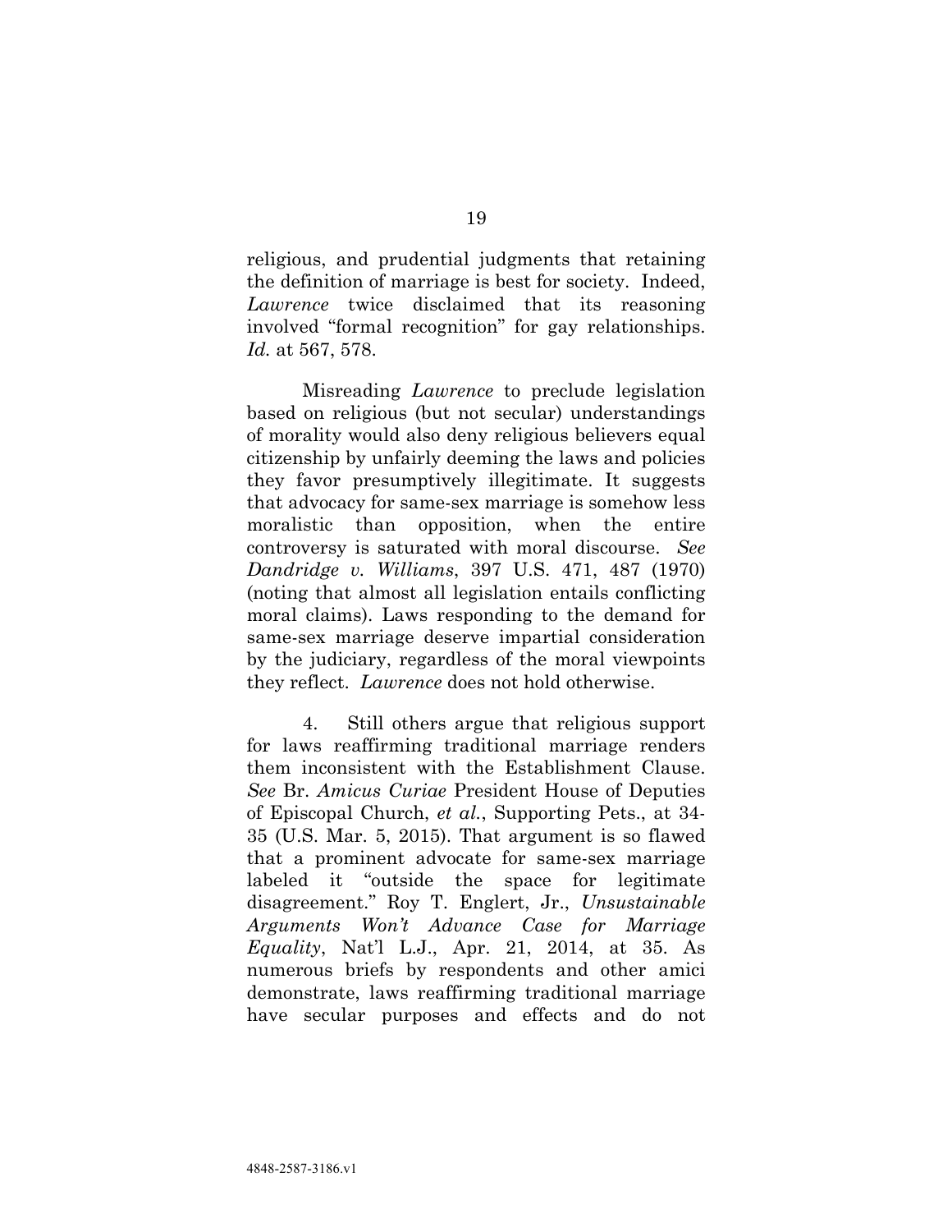religious, and prudential judgments that retaining the definition of marriage is best for society. Indeed, *Lawrence* twice disclaimed that its reasoning involved "formal recognition" for gay relationships. *Id.* at 567, 578.

Misreading *Lawrence* to preclude legislation based on religious (but not secular) understandings of morality would also deny religious believers equal citizenship by unfairly deeming the laws and policies they favor presumptively illegitimate. It suggests that advocacy for same-sex marriage is somehow less moralistic than opposition, when the entire controversy is saturated with moral discourse. *See Dandridge v. Williams*, 397 U.S. 471, 487 (1970) (noting that almost all legislation entails conflicting moral claims). Laws responding to the demand for same-sex marriage deserve impartial consideration by the judiciary, regardless of the moral viewpoints they reflect. *Lawrence* does not hold otherwise.

4. Still others argue that religious support for laws reaffirming traditional marriage renders them inconsistent with the Establishment Clause. *See* Br. *Amicus Curiae* President House of Deputies of Episcopal Church, *et al.*, Supporting Pets., at 34-35 (U.S. Mar. 5, 2015). That argument is so flawed that a prominent advocate for same-sex marriage labeled it "outside the space for legitimate disagreement." Roy T. Englert, Jr., *Unsustainable Arguments Won't Advance Case for Marriage Equality*, Nat'l L.J., Apr. 21, 2014, at 35. As numerous briefs by respondents and other amici demonstrate, laws reaffirming traditional marriage have secular purposes and effects and do not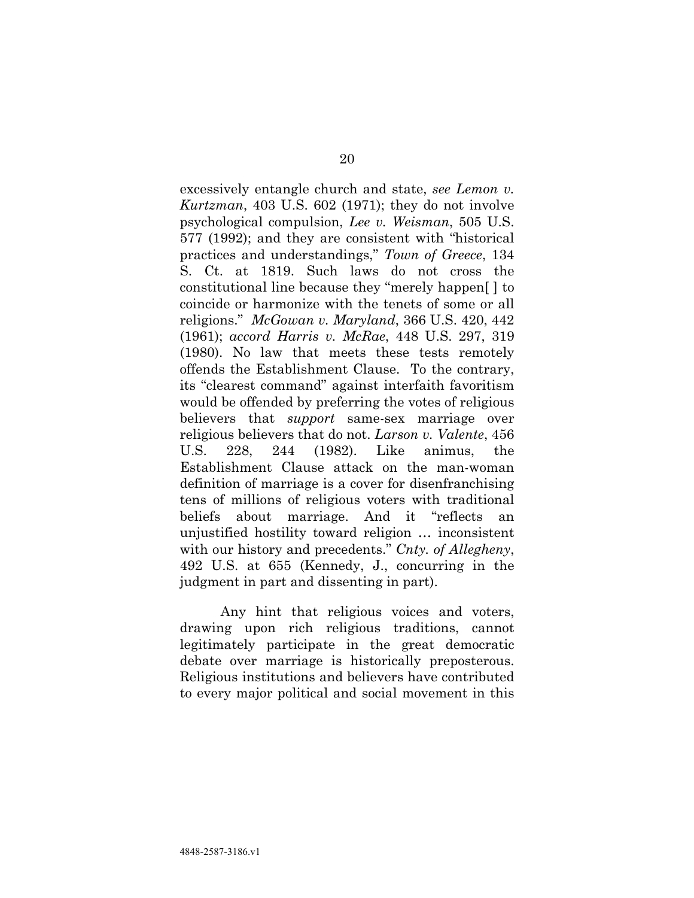excessively entangle church and state, *see Lemon v. Kurtzman*, 403 U.S. 602 (1971); they do not involve psychological compulsion, *Lee v. Weisman*, 505 U.S. 577 (1992); and they are consistent with "historical practices and understandings," *Town of Greece*, 134 S. Ct. at 1819. Such laws do not cross the constitutional line because they "merely happen[ ] to coincide or harmonize with the tenets of some or all religions." *McGowan v. Maryland*, 366 U.S. 420, 442 (1961); *accord Harris v. McRae*, 448 U.S. 297, 319 (1980). No law that meets these tests remotely offends the Establishment Clause. To the contrary, its "clearest command" against interfaith favoritism would be offended by preferring the votes of religious believers that *support* same-sex marriage over religious believers that do not. *Larson v. Valente*, 456 U.S. 228, 244 (1982). Like animus, the Establishment Clause attack on the man-woman definition of marriage is a cover for disenfranchising tens of millions of religious voters with traditional beliefs about marriage. And it "reflects an unjustified hostility toward religion … inconsistent with our history and precedents." *Cnty. of Allegheny*, 492 U.S. at 655 (Kennedy, J., concurring in the judgment in part and dissenting in part).

Any hint that religious voices and voters, drawing upon rich religious traditions, cannot legitimately participate in the great democratic debate over marriage is historically preposterous. Religious institutions and believers have contributed to every major political and social movement in this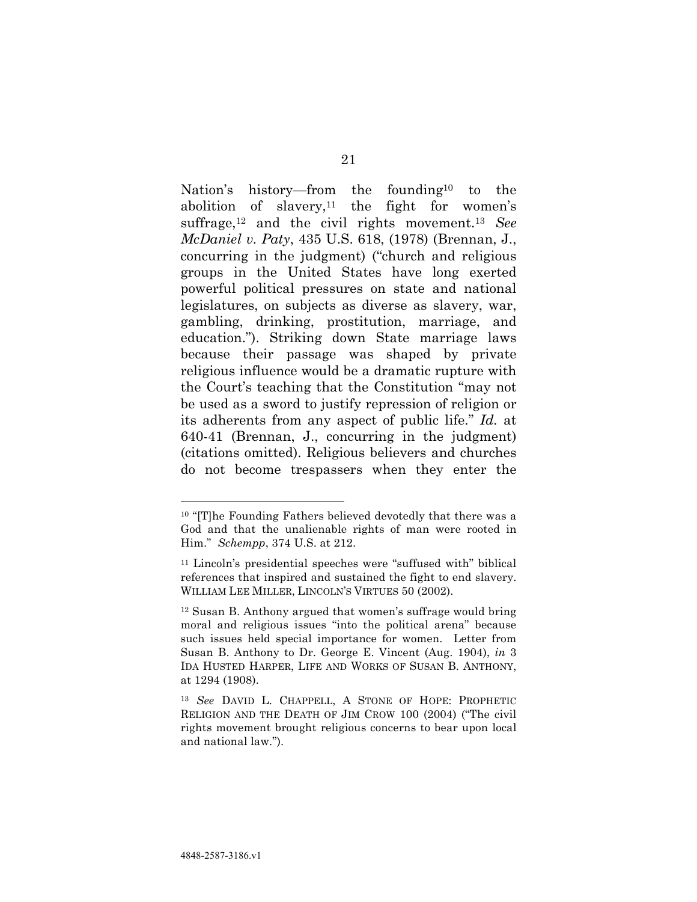Nation's history—from the founding[10] to the abolition of slavery,[11] the fight for women's suffrage,[12] and the civil rights movement.[13] *See McDaniel v. Paty*, 435 U.S. 618, (1978) (Brennan, J., concurring in the judgment) ("church and religious groups in the United States have long exerted powerful political pressures on state and national legislatures, on subjects as diverse as slavery, war, gambling, drinking, prostitution, marriage, and education."). Striking down State marriage laws because their passage was shaped by private religious influence would be a dramatic rupture with the Court's teaching that the Constitution "may not be used as a sword to justify repression of religion or its adherents from any aspect of public life." *Id.* at 640-41 (Brennan, J., concurring in the judgment) (citations omitted). Religious believers and churches do not become trespassers when they enter the

---

[10] "[T]he Founding Fathers believed devotedly that there was a God and that the unalienable rights of man were rooted in Him." *Schempp*, 374 U.S. at 212.

[11] Lincoln's presidential speeches were "suffused with" biblical references that inspired and sustained the fight to end slavery. WILLIAM LEE MILLER, LINCOLN'S VIRTUES 50 (2002).

[12] Susan B. Anthony argued that women's suffrage would bring moral and religious issues "into the political arena" because such issues held special importance for women. Letter from Susan B. Anthony to Dr. George E. Vincent (Aug. 1904), *in* 3 IDA HUSTED HARPER, LIFE AND WORKS OF SUSAN B. ANTHONY, at 1294 (1908).

[13] *See* DAVID L. CHAPPELL, A STONE OF HOPE: PROPHETIC RELIGION AND THE DEATH OF JIM CROW 100 (2004) ("The civil rights movement brought religious concerns to bear upon local and national law.").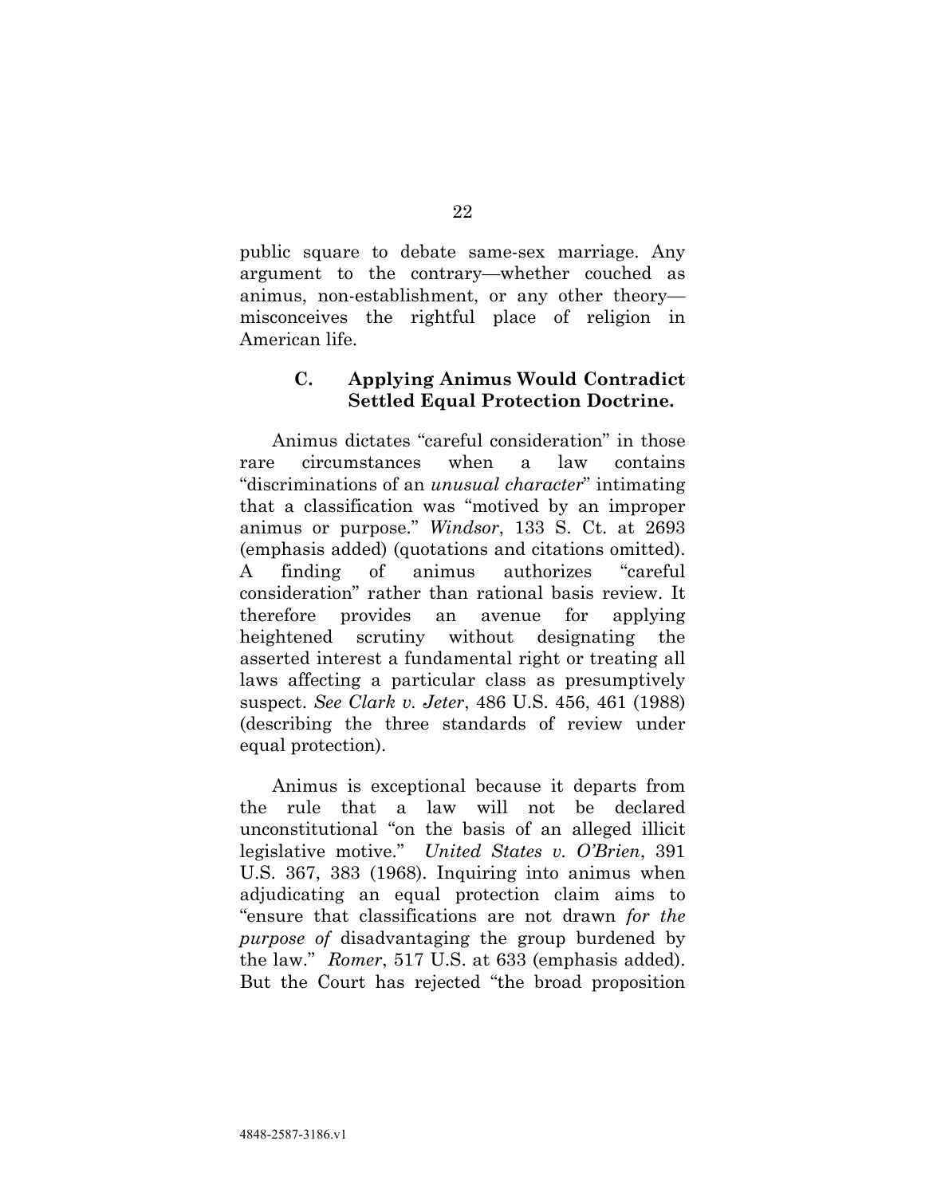public square to debate same-sex marriage. Any argument to the contrary—whether couched as animus, non-establishment, or any other theory—misconceives the rightful place of religion in American life.

### C. Applying Animus Would Contradict Settled Equal Protection Doctrine.

Animus dictates "careful consideration" in those rare circumstances when a law contains "discriminations of an *unusual character*" intimating that a classification was "motived by an improper animus or purpose." *Windsor*, 133 S. Ct. at 2693 (emphasis added) (quotations and citations omitted). A finding of animus authorizes "careful consideration" rather than rational basis review. It therefore provides an avenue for applying heightened scrutiny without designating the asserted interest a fundamental right or treating all laws affecting a particular class as presumptively suspect. *See Clark v. Jeter*, 486 U.S. 456, 461 (1988) (describing the three standards of review under equal protection).

Animus is exceptional because it departs from the rule that a law will not be declared unconstitutional "on the basis of an alleged illicit legislative motive." *United States v. O'Brien*, 391 U.S. 367, 383 (1968). Inquiring into animus when adjudicating an equal protection claim aims to "ensure that classifications are not drawn *for the purpose of* disadvantaging the group burdened by the law." *Romer*, 517 U.S. at 633 (emphasis added). But the Court has rejected "the broad proposition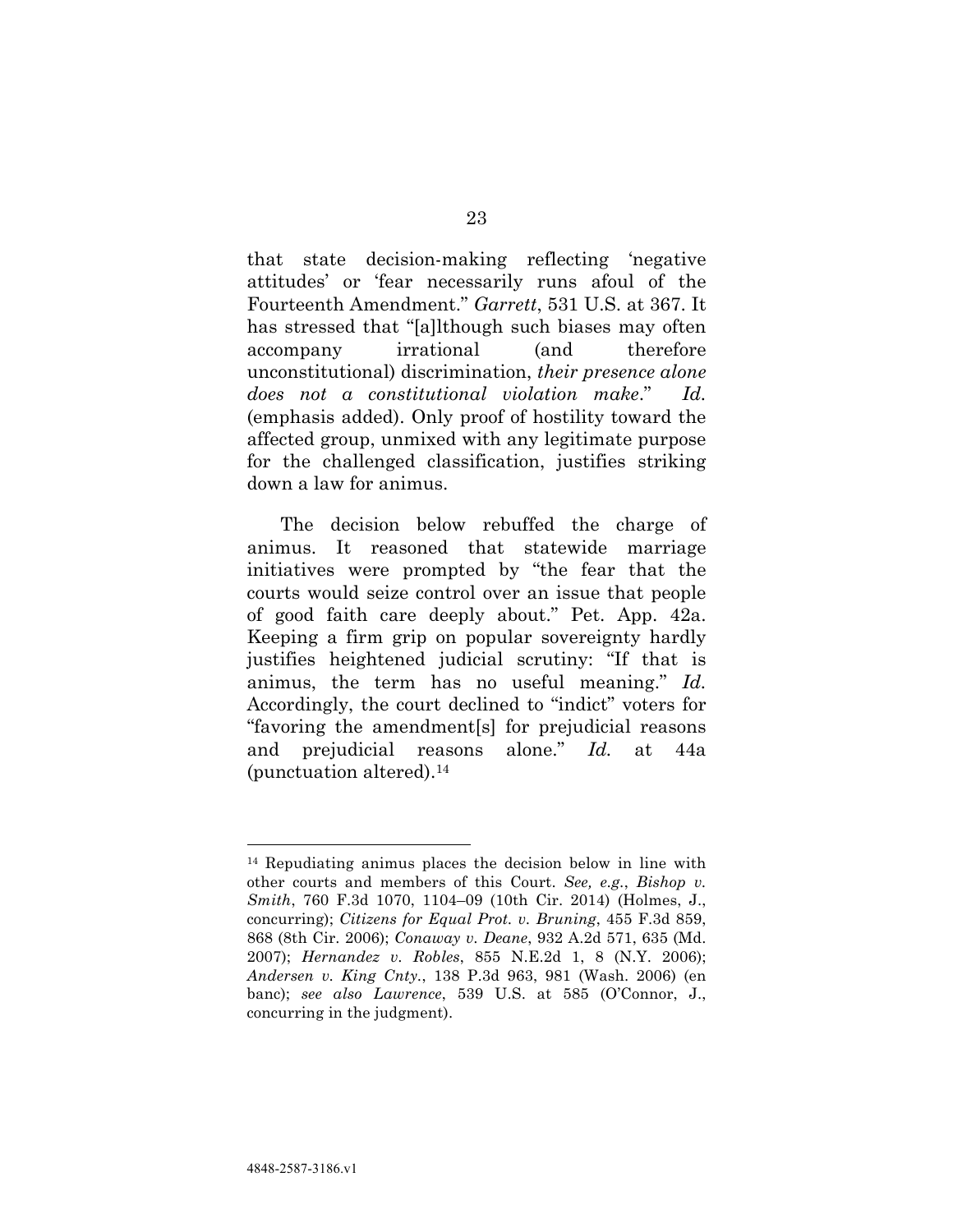that state decision-making reflecting 'negative attitudes' or 'fear necessarily runs afoul of the Fourteenth Amendment." *Garrett*, 531 U.S. at 367. It has stressed that "[a]lthough such biases may often accompany irrational (and therefore unconstitutional) discrimination, *their presence alone does not a constitutional violation make*." *Id.* (emphasis added). Only proof of hostility toward the affected group, unmixed with any legitimate purpose for the challenged classification, justifies striking down a law for animus.

The decision below rebuffed the charge of animus. It reasoned that statewide marriage initiatives were prompted by "the fear that the courts would seize control over an issue that people of good faith care deeply about." Pet. App. 42a. Keeping a firm grip on popular sovereignty hardly justifies heightened judicial scrutiny: "If that is animus, the term has no useful meaning." *Id.* Accordingly, the court declined to "indict" voters for "favoring the amendment[s] for prejudicial reasons and prejudicial reasons alone." *Id.* at 44a (punctuation altered).[14]

---

[14] Repudiating animus places the decision below in line with other courts and members of this Court. *See, e.g.*, *Bishop v. Smith*, 760 F.3d 1070, 1104–09 (10th Cir. 2014) (Holmes, J., concurring); *Citizens for Equal Prot. v. Bruning*, 455 F.3d 859, 868 (8th Cir. 2006); *Conaway v. Deane*, 932 A.2d 571, 635 (Md. 2007); *Hernandez v. Robles*, 855 N.E.2d 1, 8 (N.Y. 2006); *Andersen v. King Cnty.*, 138 P.3d 963, 981 (Wash. 2006) (en banc); *see also Lawrence*, 539 U.S. at 585 (O'Connor, J., concurring in the judgment).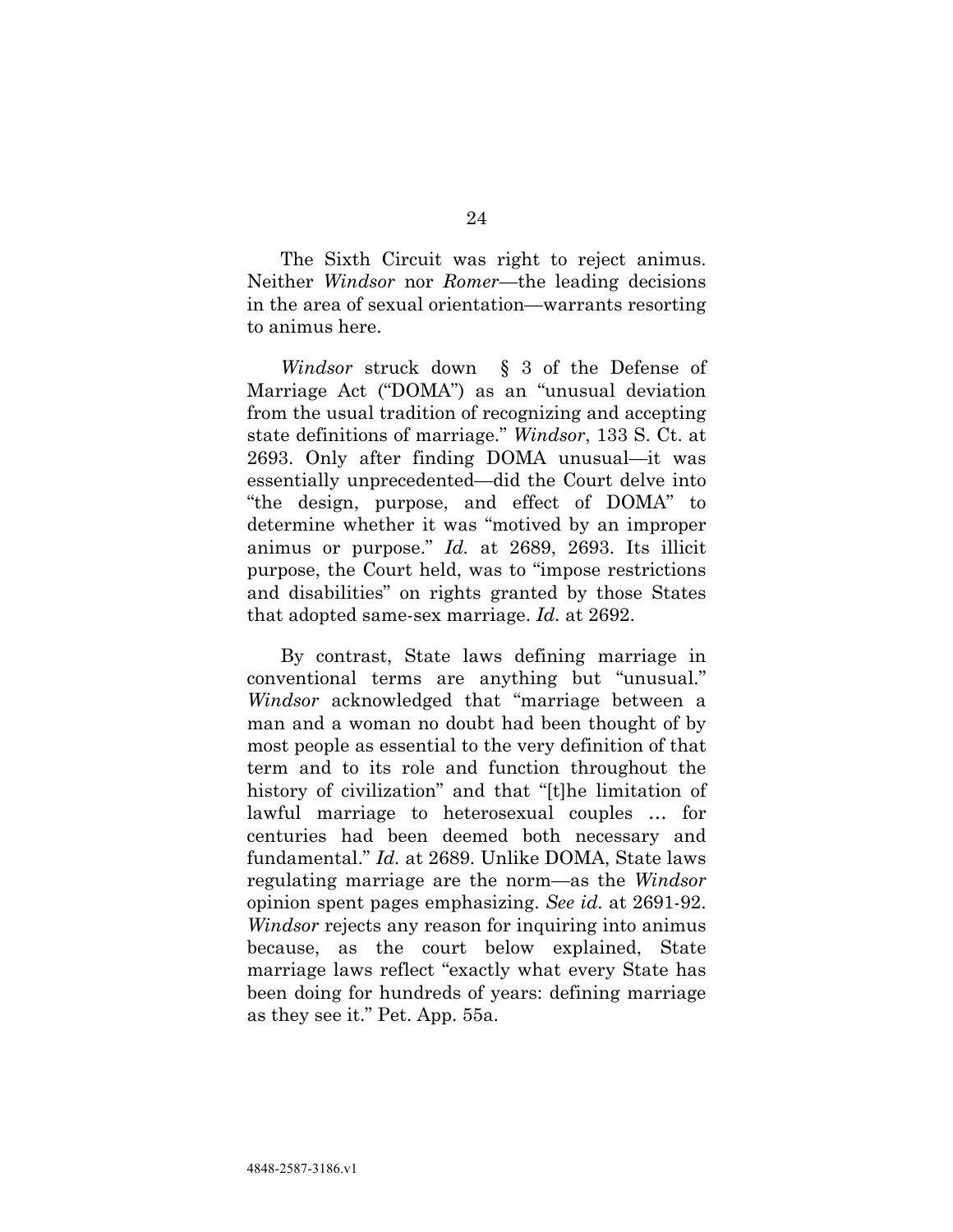The Sixth Circuit was right to reject animus. Neither *Windsor* nor *Romer*—the leading decisions in the area of sexual orientation—warrants resorting to animus here.

*Windsor* struck down § 3 of the Defense of Marriage Act ("DOMA") as an "unusual deviation from the usual tradition of recognizing and accepting state definitions of marriage." *Windsor*, 133 S. Ct. at 2693. Only after finding DOMA unusual—it was essentially unprecedented—did the Court delve into "the design, purpose, and effect of DOMA" to determine whether it was "motived by an improper animus or purpose." *Id.* at 2689, 2693. Its illicit purpose, the Court held, was to "impose restrictions and disabilities" on rights granted by those States that adopted same-sex marriage. *Id.* at 2692.

By contrast, State laws defining marriage in conventional terms are anything but "unusual." *Windsor* acknowledged that "marriage between a man and a woman no doubt had been thought of by most people as essential to the very definition of that term and to its role and function throughout the history of civilization" and that "[t]he limitation of lawful marriage to heterosexual couples … for centuries had been deemed both necessary and fundamental." *Id.* at 2689. Unlike DOMA, State laws regulating marriage are the norm—as the *Windsor* opinion spent pages emphasizing. *See id.* at 2691-92. *Windsor* rejects any reason for inquiring into animus because, as the court below explained, State marriage laws reflect "exactly what every State has been doing for hundreds of years: defining marriage as they see it." Pet. App. 55a.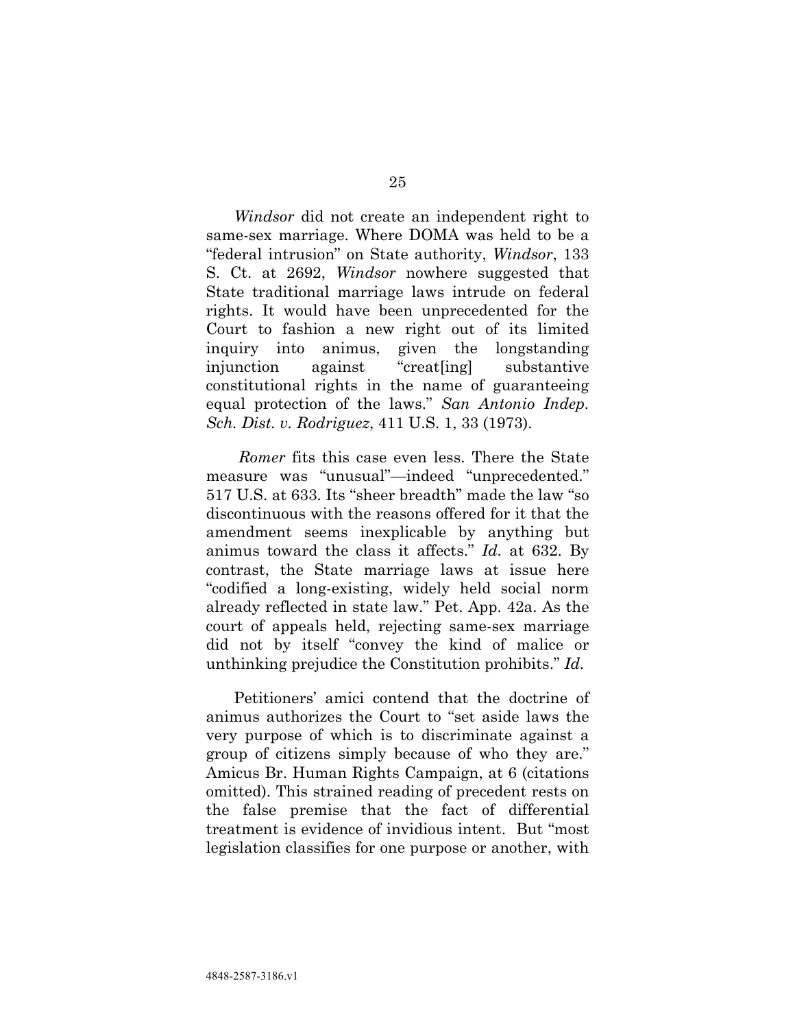*Windsor* did not create an independent right to same-sex marriage. Where DOMA was held to be a "federal intrusion" on State authority, *Windsor*, 133 S. Ct. at 2692, *Windsor* nowhere suggested that State traditional marriage laws intrude on federal rights. It would have been unprecedented for the Court to fashion a new right out of its limited inquiry into animus, given the longstanding injunction against "creat[ing] substantive constitutional rights in the name of guaranteeing equal protection of the laws." *San Antonio Indep. Sch. Dist. v. Rodriguez*, 411 U.S. 1, 33 (1973).

*Romer* fits this case even less. There the State measure was "unusual"—indeed "unprecedented." 517 U.S. at 633. Its "sheer breadth" made the law "so discontinuous with the reasons offered for it that the amendment seems inexplicable by anything but animus toward the class it affects." *Id.* at 632. By contrast, the State marriage laws at issue here "codified a long-existing, widely held social norm already reflected in state law." Pet. App. 42a. As the court of appeals held, rejecting same-sex marriage did not by itself "convey the kind of malice or unthinking prejudice the Constitution prohibits." *Id.*

Petitioners' amici contend that the doctrine of animus authorizes the Court to "set aside laws the very purpose of which is to discriminate against a group of citizens simply because of who they are." Amicus Br. Human Rights Campaign, at 6 (citations omitted). This strained reading of precedent rests on the false premise that the fact of differential treatment is evidence of invidious intent. But "most legislation classifies for one purpose or another, with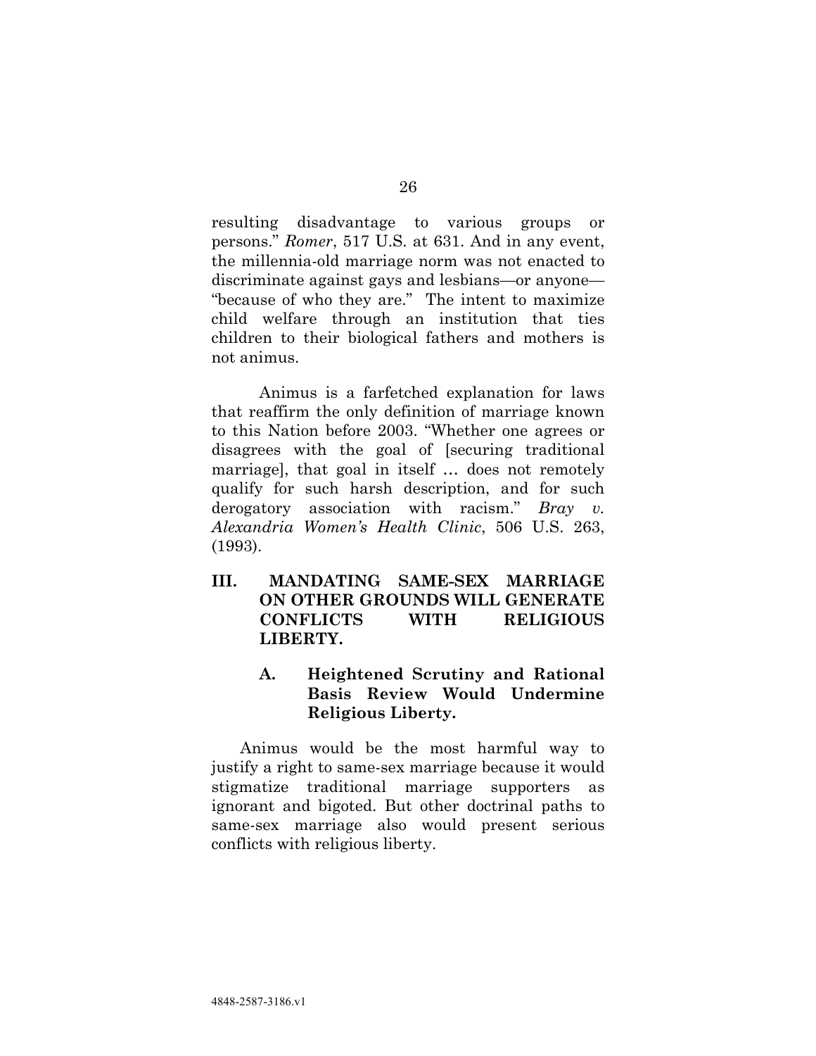resulting disadvantage to various groups or persons." *Romer*, 517 U.S. at 631. And in any event, the millennia-old marriage norm was not enacted to discriminate against gays and lesbians—or anyone—"because of who they are." The intent to maximize child welfare through an institution that ties children to their biological fathers and mothers is not animus.

Animus is a farfetched explanation for laws that reaffirm the only definition of marriage known to this Nation before 2003. "Whether one agrees or disagrees with the goal of [securing traditional marriage], that goal in itself … does not remotely qualify for such harsh description, and for such derogatory association with racism." *Bray v. Alexandria Women's Health Clinic*, 506 U.S. 263, (1993).

## III. MANDATING SAME-SEX MARRIAGE ON OTHER GROUNDS WILL GENERATE CONFLICTS WITH RELIGIOUS LIBERTY.

### A. Heightened Scrutiny and Rational Basis Review Would Undermine Religious Liberty.

Animus would be the most harmful way to justify a right to same-sex marriage because it would stigmatize traditional marriage supporters as ignorant and bigoted. But other doctrinal paths to same-sex marriage also would present serious conflicts with religious liberty.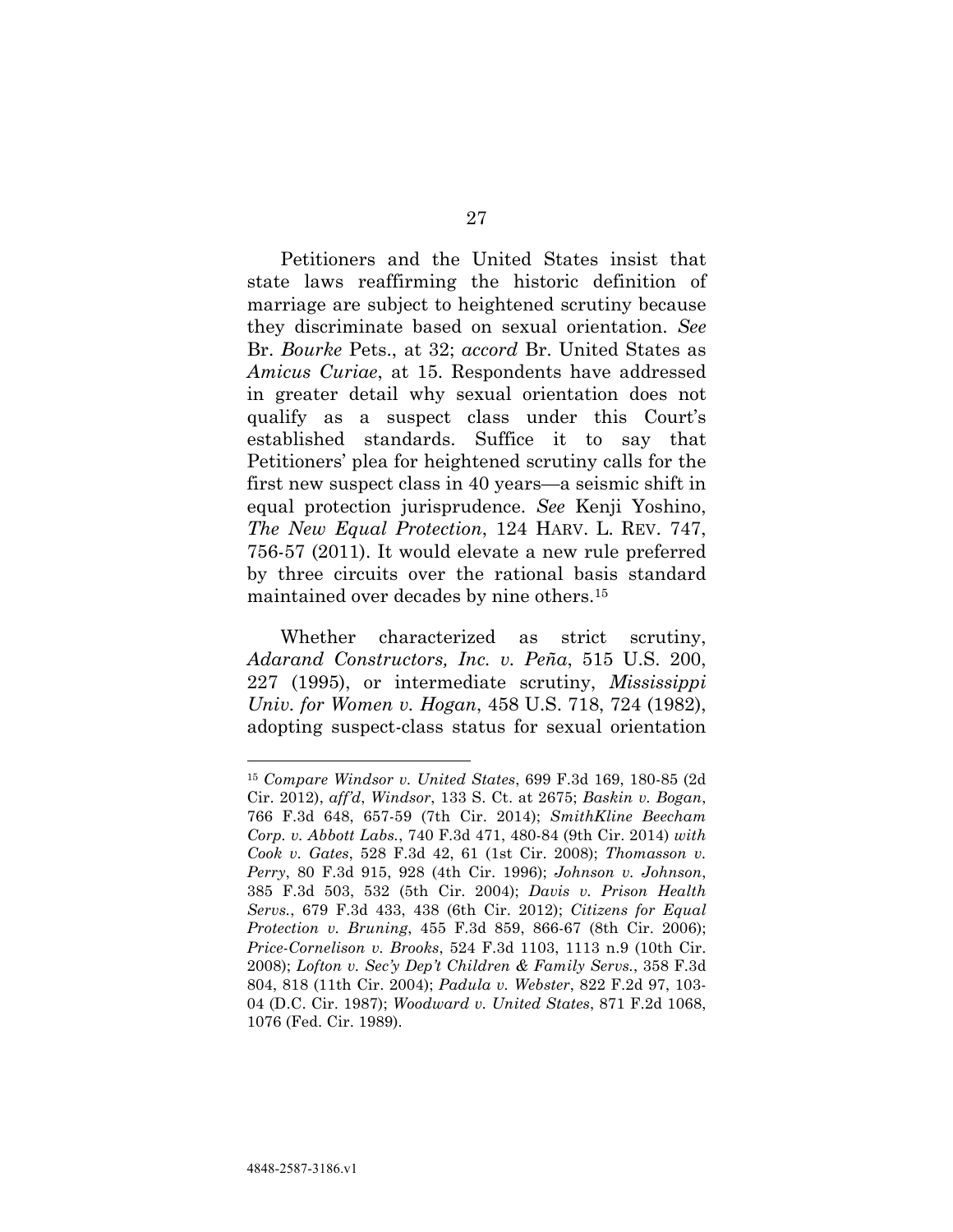Petitioners and the United States insist that state laws reaffirming the historic definition of marriage are subject to heightened scrutiny because they discriminate based on sexual orientation. *See* Br. *Bourke* Pets., at 32; *accord* Br. United States as *Amicus Curiae*, at 15. Respondents have addressed in greater detail why sexual orientation does not qualify as a suspect class under this Court's established standards. Suffice it to say that Petitioners' plea for heightened scrutiny calls for the first new suspect class in 40 years—a seismic shift in equal protection jurisprudence. *See* Kenji Yoshino, *The New Equal Protection*, 124 HARV. L. REV. 747, 756-57 (2011). It would elevate a new rule preferred by three circuits over the rational basis standard maintained over decades by nine others.[15]

Whether characterized as strict scrutiny, *Adarand Constructors, Inc. v. Peña*, 515 U.S. 200, 227 (1995), or intermediate scrutiny, *Mississippi Univ. for Women v. Hogan*, 458 U.S. 718, 724 (1982), adopting suspect-class status for sexual orientation

---

[15] *Compare Windsor v. United States*, 699 F.3d 169, 180-85 (2d Cir. 2012), *aff'd*, *Windsor*, 133 S. Ct. at 2675; *Baskin v. Bogan*, 766 F.3d 648, 657-59 (7th Cir. 2014); *SmithKline Beecham Corp. v. Abbott Labs.*, 740 F.3d 471, 480-84 (9th Cir. 2014) *with Cook v. Gates*, 528 F.3d 42, 61 (1st Cir. 2008); *Thomasson v. Perry*, 80 F.3d 915, 928 (4th Cir. 1996); *Johnson v. Johnson*, 385 F.3d 503, 532 (5th Cir. 2004); *Davis v. Prison Health Servs.*, 679 F.3d 433, 438 (6th Cir. 2012); *Citizens for Equal Protection v. Bruning*, 455 F.3d 859, 866-67 (8th Cir. 2006); *Price-Cornelison v. Brooks*, 524 F.3d 1103, 1113 n.9 (10th Cir. 2008); *Lofton v. Sec'y Dep't Children & Family Servs.*, 358 F.3d 804, 818 (11th Cir. 2004); *Padula v. Webster*, 822 F.2d 97, 103-04 (D.C. Cir. 1987); *Woodward v. United States*, 871 F.2d 1068, 1076 (Fed. Cir. 1989).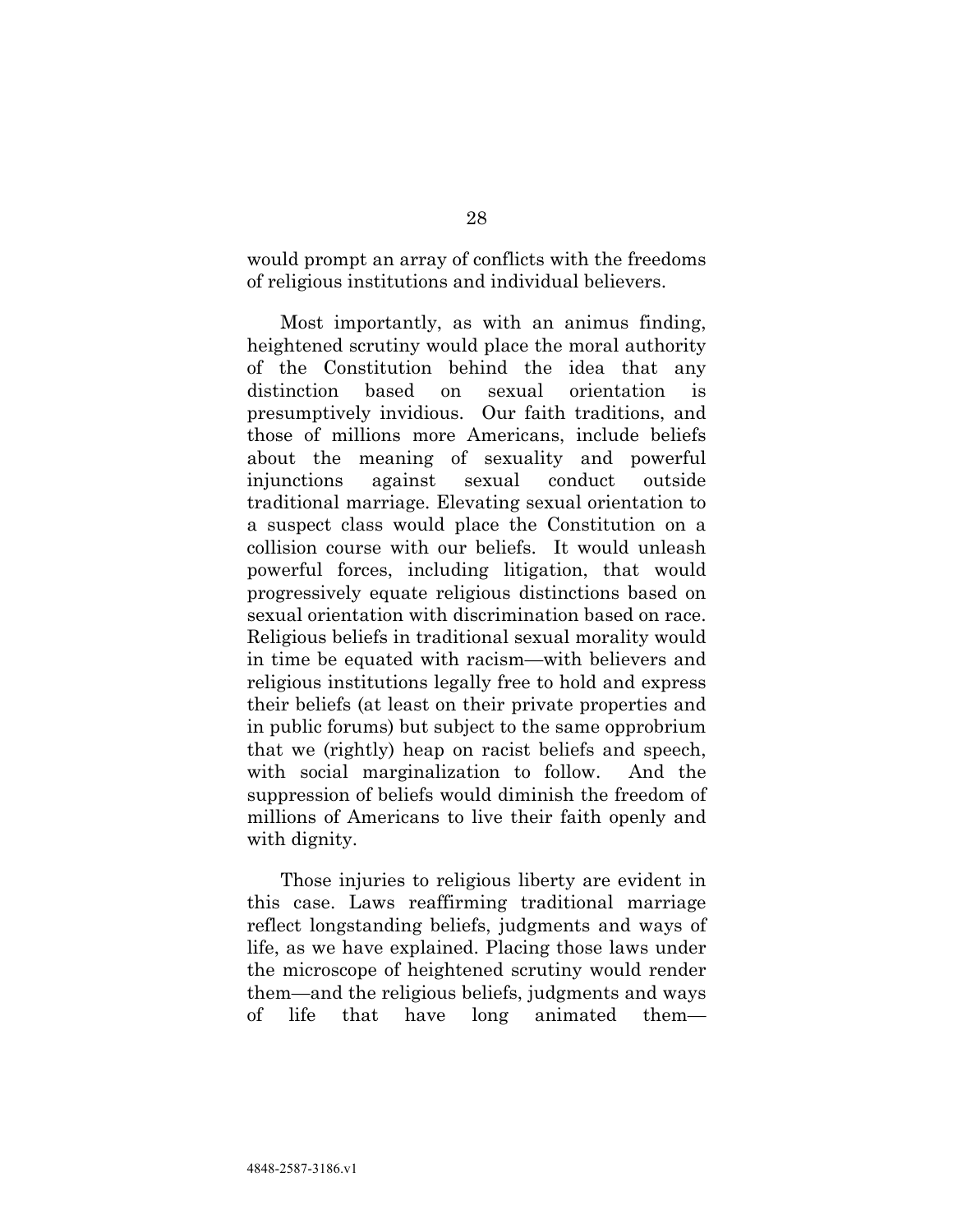would prompt an array of conflicts with the freedoms of religious institutions and individual believers.

Most importantly, as with an animus finding, heightened scrutiny would place the moral authority of the Constitution behind the idea that any distinction based on sexual orientation is presumptively invidious. Our faith traditions, and those of millions more Americans, include beliefs about the meaning of sexuality and powerful injunctions against sexual conduct outside traditional marriage. Elevating sexual orientation to a suspect class would place the Constitution on a collision course with our beliefs. It would unleash powerful forces, including litigation, that would progressively equate religious distinctions based on sexual orientation with discrimination based on race. Religious beliefs in traditional sexual morality would in time be equated with racism—with believers and religious institutions legally free to hold and express their beliefs (at least on their private properties and in public forums) but subject to the same opprobrium that we (rightly) heap on racist beliefs and speech, with social marginalization to follow. And the suppression of beliefs would diminish the freedom of millions of Americans to live their faith openly and with dignity.

Those injuries to religious liberty are evident in this case. Laws reaffirming traditional marriage reflect longstanding beliefs, judgments and ways of life, as we have explained. Placing those laws under the microscope of heightened scrutiny would render them—and the religious beliefs, judgments and ways of life that have long animated them—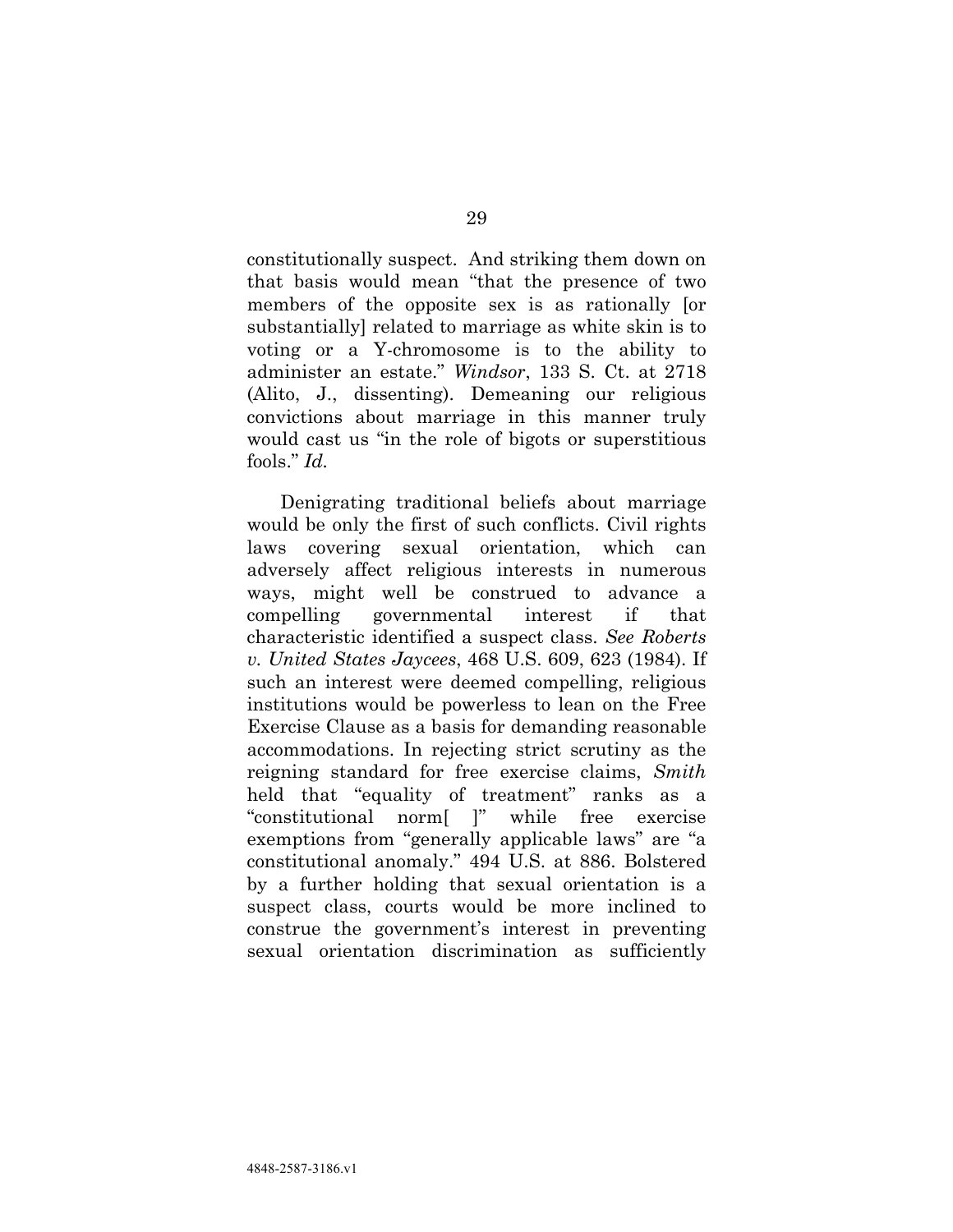constitutionally suspect. And striking them down on that basis would mean "that the presence of two members of the opposite sex is as rationally [or substantially] related to marriage as white skin is to voting or a Y-chromosome is to the ability to administer an estate." *Windsor*, 133 S. Ct. at 2718 (Alito, J., dissenting). Demeaning our religious convictions about marriage in this manner truly would cast us "in the role of bigots or superstitious fools." *Id.*

Denigrating traditional beliefs about marriage would be only the first of such conflicts. Civil rights laws covering sexual orientation, which can adversely affect religious interests in numerous ways, might well be construed to advance a compelling governmental interest if that characteristic identified a suspect class. *See Roberts v. United States Jaycees*, 468 U.S. 609, 623 (1984). If such an interest were deemed compelling, religious institutions would be powerless to lean on the Free Exercise Clause as a basis for demanding reasonable accommodations. In rejecting strict scrutiny as the reigning standard for free exercise claims, *Smith* held that "equality of treatment" ranks as a "constitutional norm[ ]" while free exercise exemptions from "generally applicable laws" are "a constitutional anomaly." 494 U.S. at 886. Bolstered by a further holding that sexual orientation is a suspect class, courts would be more inclined to construe the government's interest in preventing sexual orientation discrimination as sufficiently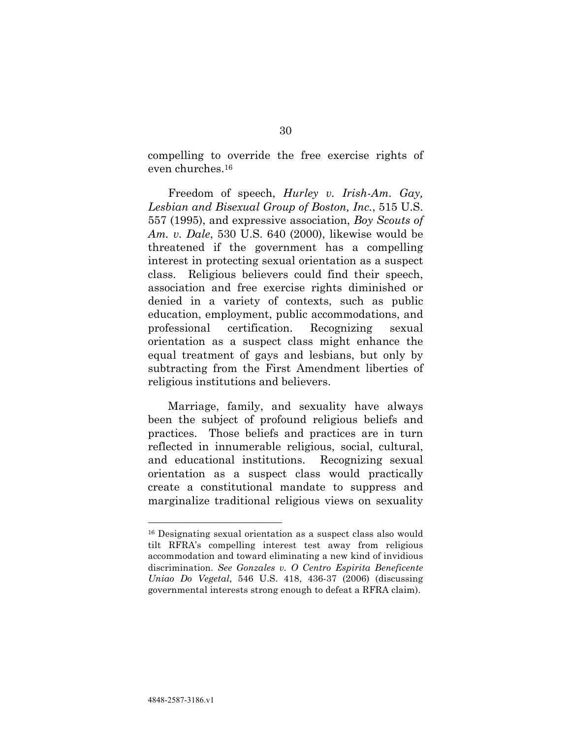compelling to override the free exercise rights of even churches.[16]

Freedom of speech, *Hurley v. Irish-Am. Gay, Lesbian and Bisexual Group of Boston, Inc.*, 515 U.S. 557 (1995), and expressive association, *Boy Scouts of Am. v. Dale*, 530 U.S. 640 (2000), likewise would be threatened if the government has a compelling interest in protecting sexual orientation as a suspect class. Religious believers could find their speech, association and free exercise rights diminished or denied in a variety of contexts, such as public education, employment, public accommodations, and professional certification. Recognizing sexual orientation as a suspect class might enhance the equal treatment of gays and lesbians, but only by subtracting from the First Amendment liberties of religious institutions and believers.

Marriage, family, and sexuality have always been the subject of profound religious beliefs and practices. Those beliefs and practices are in turn reflected in innumerable religious, social, cultural, and educational institutions. Recognizing sexual orientation as a suspect class would practically create a constitutional mandate to suppress and marginalize traditional religious views on sexuality

---

[16] Designating sexual orientation as a suspect class also would tilt RFRA's compelling interest test away from religious accommodation and toward eliminating a new kind of invidious discrimination. *See Gonzales v. O Centro Espirita Beneficente Uniao Do Vegetal*, 546 U.S. 418, 436-37 (2006) (discussing governmental interests strong enough to defeat a RFRA claim).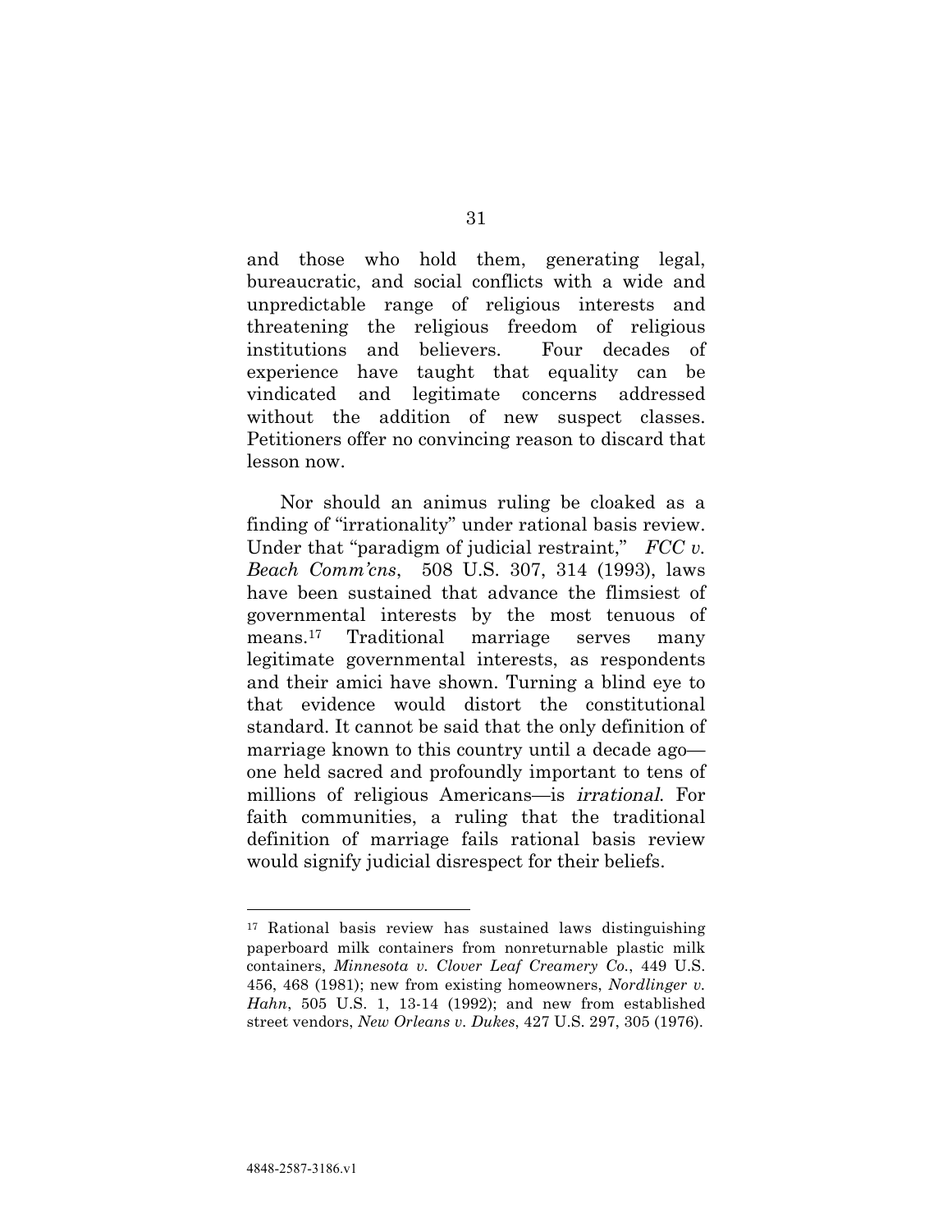and those who hold them, generating legal, bureaucratic, and social conflicts with a wide and unpredictable range of religious interests and threatening the religious freedom of religious institutions and believers. Four decades of experience have taught that equality can be vindicated and legitimate concerns addressed without the addition of new suspect classes. Petitioners offer no convincing reason to discard that lesson now.

Nor should an animus ruling be cloaked as a finding of "irrationality" under rational basis review. Under that "paradigm of judicial restraint," *FCC v. Beach Comm'cns*, 508 U.S. 307, 314 (1993), laws have been sustained that advance the flimsiest of governmental interests by the most tenuous of means.[17] Traditional marriage serves many legitimate governmental interests, as respondents and their amici have shown. Turning a blind eye to that evidence would distort the constitutional standard. It cannot be said that the only definition of marriage known to this country until a decade ago—one held sacred and profoundly important to tens of millions of religious Americans—is *irrational*. For faith communities, a ruling that the traditional definition of marriage fails rational basis review would signify judicial disrespect for their beliefs.

---

[17] Rational basis review has sustained laws distinguishing paperboard milk containers from nonreturnable plastic milk containers, *Minnesota v. Clover Leaf Creamery Co.*, 449 U.S. 456, 468 (1981); new from existing homeowners, *Nordlinger v. Hahn*, 505 U.S. 1, 13-14 (1992); and new from established street vendors, *New Orleans v. Dukes*, 427 U.S. 297, 305 (1976).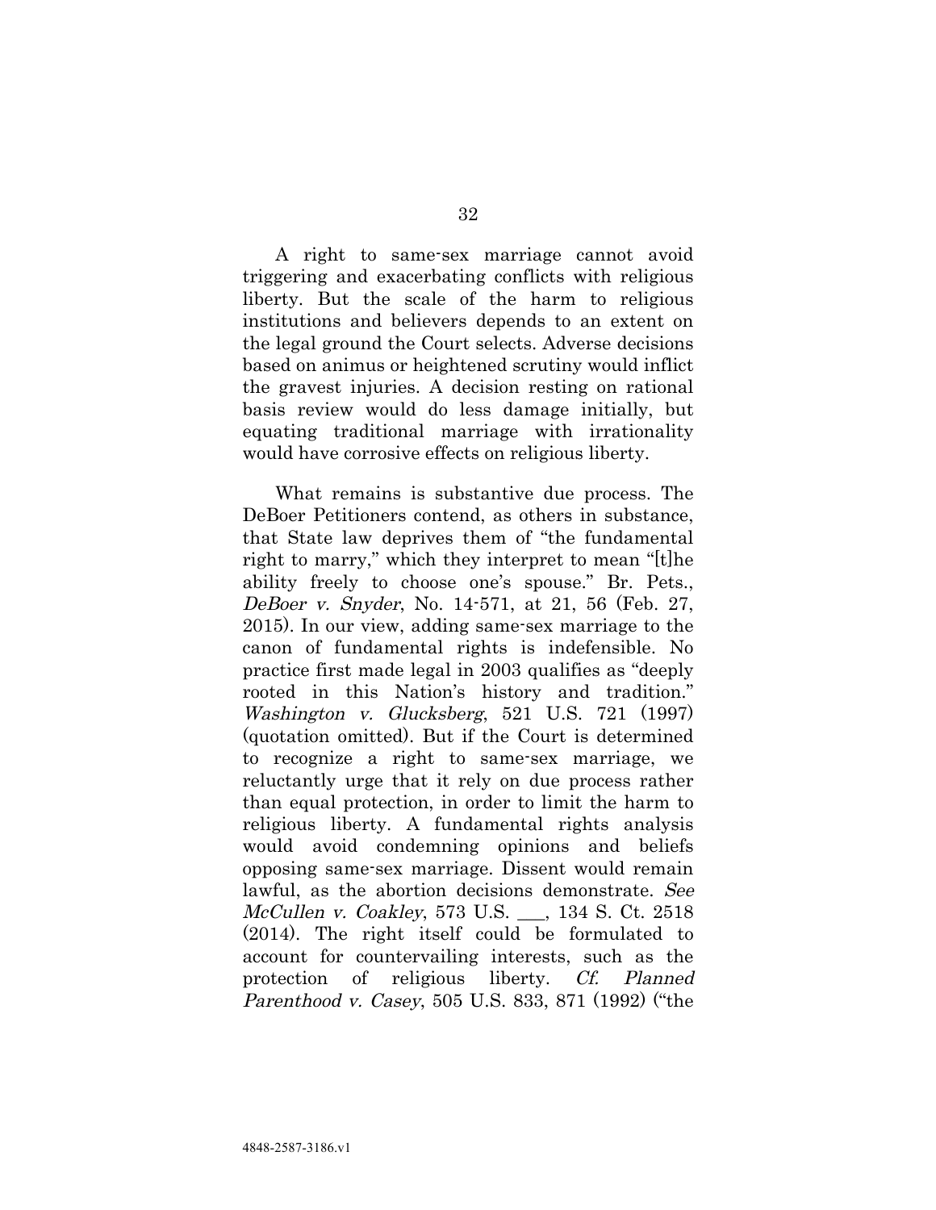A right to same-sex marriage cannot avoid triggering and exacerbating conflicts with religious liberty. But the scale of the harm to religious institutions and believers depends to an extent on the legal ground the Court selects. Adverse decisions based on animus or heightened scrutiny would inflict the gravest injuries. A decision resting on rational basis review would do less damage initially, but equating traditional marriage with irrationality would have corrosive effects on religious liberty.

What remains is substantive due process. The DeBoer Petitioners contend, as others in substance, that State law deprives them of "the fundamental right to marry," which they interpret to mean "[t]he ability freely to choose one's spouse." Br. Pets., *DeBoer v. Snyder*, No. 14-571, at 21, 56 (Feb. 27, 2015). In our view, adding same-sex marriage to the canon of fundamental rights is indefensible. No practice first made legal in 2003 qualifies as "deeply rooted in this Nation's history and tradition." *Washington v. Glucksberg*, 521 U.S. 721 (1997) (quotation omitted). But if the Court is determined to recognize a right to same-sex marriage, we reluctantly urge that it rely on due process rather than equal protection, in order to limit the harm to religious liberty. A fundamental rights analysis would avoid condemning opinions and beliefs opposing same-sex marriage. Dissent would remain lawful, as the abortion decisions demonstrate. *See McCullen v. Coakley*, 573 U.S. ___, 134 S. Ct. 2518 (2014). The right itself could be formulated to account for countervailing interests, such as the protection of religious liberty. *Cf. Planned Parenthood v. Casey*, 505 U.S. 833, 871 (1992) ("the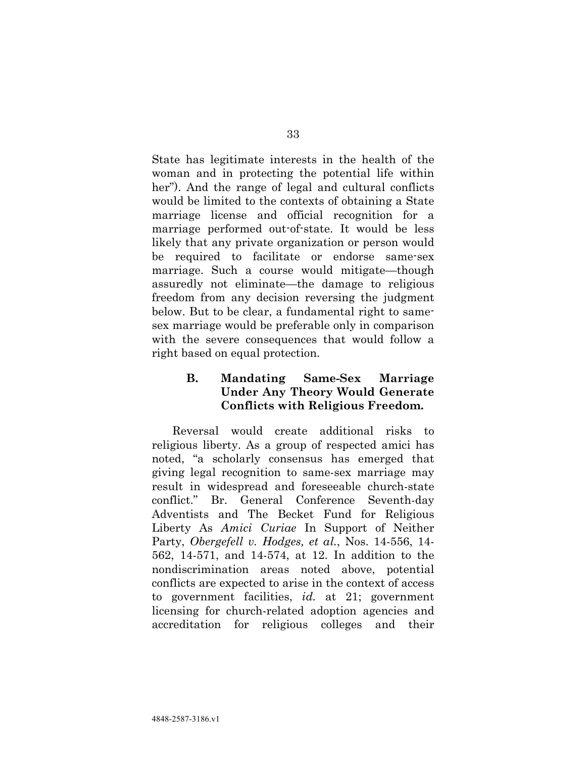State has legitimate interests in the health of the woman and in protecting the potential life within her"). And the range of legal and cultural conflicts would be limited to the contexts of obtaining a State marriage license and official recognition for a marriage performed out-of-state. It would be less likely that any private organization or person would be required to facilitate or endorse same-sex marriage. Such a course would mitigate—though assuredly not eliminate—the damage to religious freedom from any decision reversing the judgment below. But to be clear, a fundamental right to same-sex marriage would be preferable only in comparison with the severe consequences that would follow a right based on equal protection.

### B. Mandating Same-Sex Marriage Under Any Theory Would Generate Conflicts with Religious Freedom.

Reversal would create additional risks to religious liberty. As a group of respected amici has noted, "a scholarly consensus has emerged that giving legal recognition to same-sex marriage may result in widespread and foreseeable church-state conflict." Br. General Conference Seventh-day Adventists and The Becket Fund for Religious Liberty As *Amici Curiae* In Support of Neither Party, *Obergefell v. Hodges, et al.*, Nos. 14-556, 14-562, 14-571, and 14-574, at 12. In addition to the nondiscrimination areas noted above, potential conflicts are expected to arise in the context of access to government facilities, *id.* at 21; government licensing for church-related adoption agencies and accreditation for religious colleges and their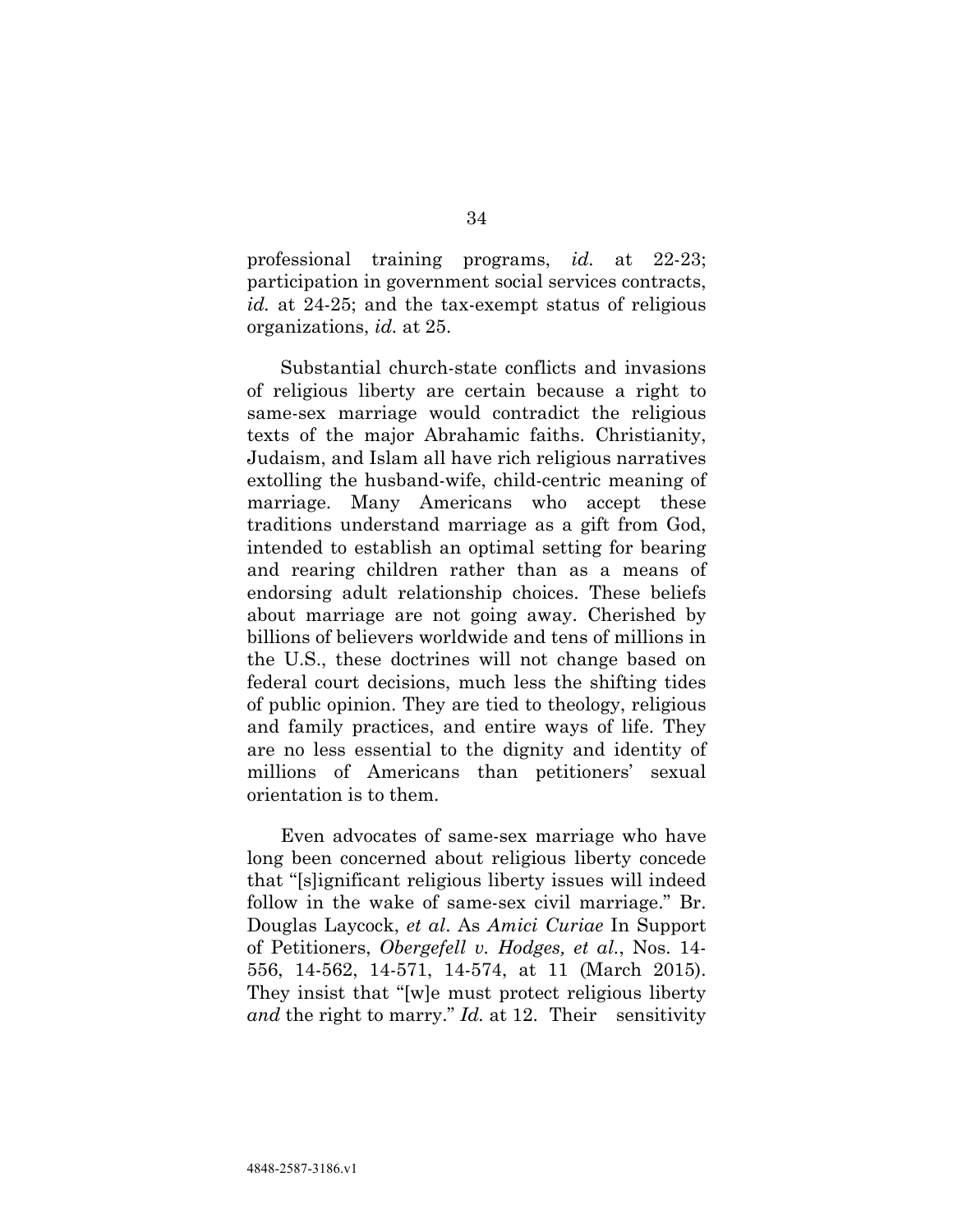professional training programs, *id.* at 22-23; participation in government social services contracts, *id.* at 24-25; and the tax-exempt status of religious organizations, *id.* at 25.

Substantial church-state conflicts and invasions of religious liberty are certain because a right to same-sex marriage would contradict the religious texts of the major Abrahamic faiths. Christianity, Judaism, and Islam all have rich religious narratives extolling the husband-wife, child-centric meaning of marriage. Many Americans who accept these traditions understand marriage as a gift from God, intended to establish an optimal setting for bearing and rearing children rather than as a means of endorsing adult relationship choices. These beliefs about marriage are not going away. Cherished by billions of believers worldwide and tens of millions in the U.S., these doctrines will not change based on federal court decisions, much less the shifting tides of public opinion. They are tied to theology, religious and family practices, and entire ways of life. They are no less essential to the dignity and identity of millions of Americans than petitioners' sexual orientation is to them.

Even advocates of same-sex marriage who have long been concerned about religious liberty concede that "[s]ignificant religious liberty issues will indeed follow in the wake of same-sex civil marriage." Br. Douglas Laycock, *et al*. As *Amici Curiae* In Support of Petitioners, *Obergefell v. Hodges, et al.*, Nos. 14-556, 14-562, 14-571, 14-574, at 11 (March 2015). They insist that "[w]e must protect religious liberty *and* the right to marry." *Id.* at 12. Their sensitivity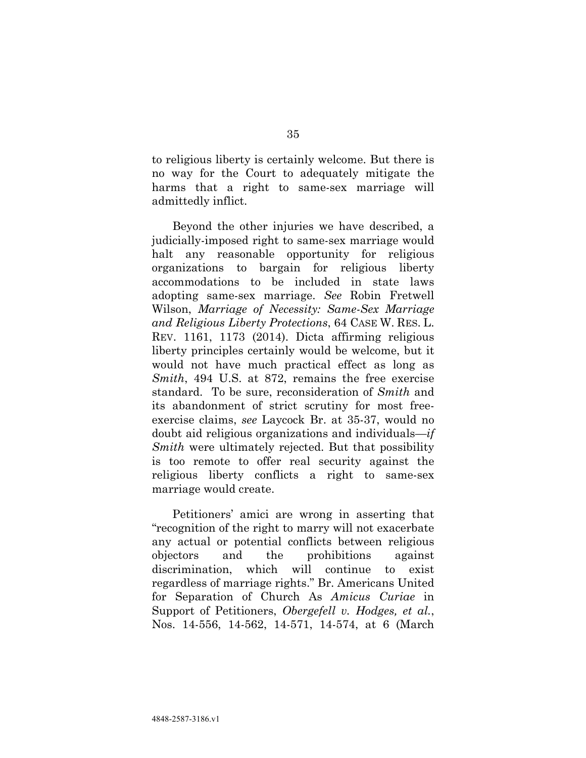to religious liberty is certainly welcome. But there is no way for the Court to adequately mitigate the harms that a right to same-sex marriage will admittedly inflict.

Beyond the other injuries we have described, a judicially-imposed right to same-sex marriage would halt any reasonable opportunity for religious organizations to bargain for religious liberty accommodations to be included in state laws adopting same-sex marriage. *See* Robin Fretwell Wilson, *Marriage of Necessity: Same-Sex Marriage and Religious Liberty Protections*, 64 CASE W. RES. L. REV. 1161, 1173 (2014). Dicta affirming religious liberty principles certainly would be welcome, but it would not have much practical effect as long as *Smith*, 494 U.S. at 872, remains the free exercise standard. To be sure, reconsideration of *Smith* and its abandonment of strict scrutiny for most free-exercise claims, *see* Laycock Br. at 35-37, would no doubt aid religious organizations and individuals—*if Smith* were ultimately rejected. But that possibility is too remote to offer real security against the religious liberty conflicts a right to same-sex marriage would create.

Petitioners' amici are wrong in asserting that "recognition of the right to marry will not exacerbate any actual or potential conflicts between religious objectors and the prohibitions against discrimination, which will continue to exist regardless of marriage rights." Br. Americans United for Separation of Church As *Amicus Curiae* in Support of Petitioners, *Obergefell v. Hodges, et al.*, Nos. 14-556, 14-562, 14-571, 14-574, at 6 (March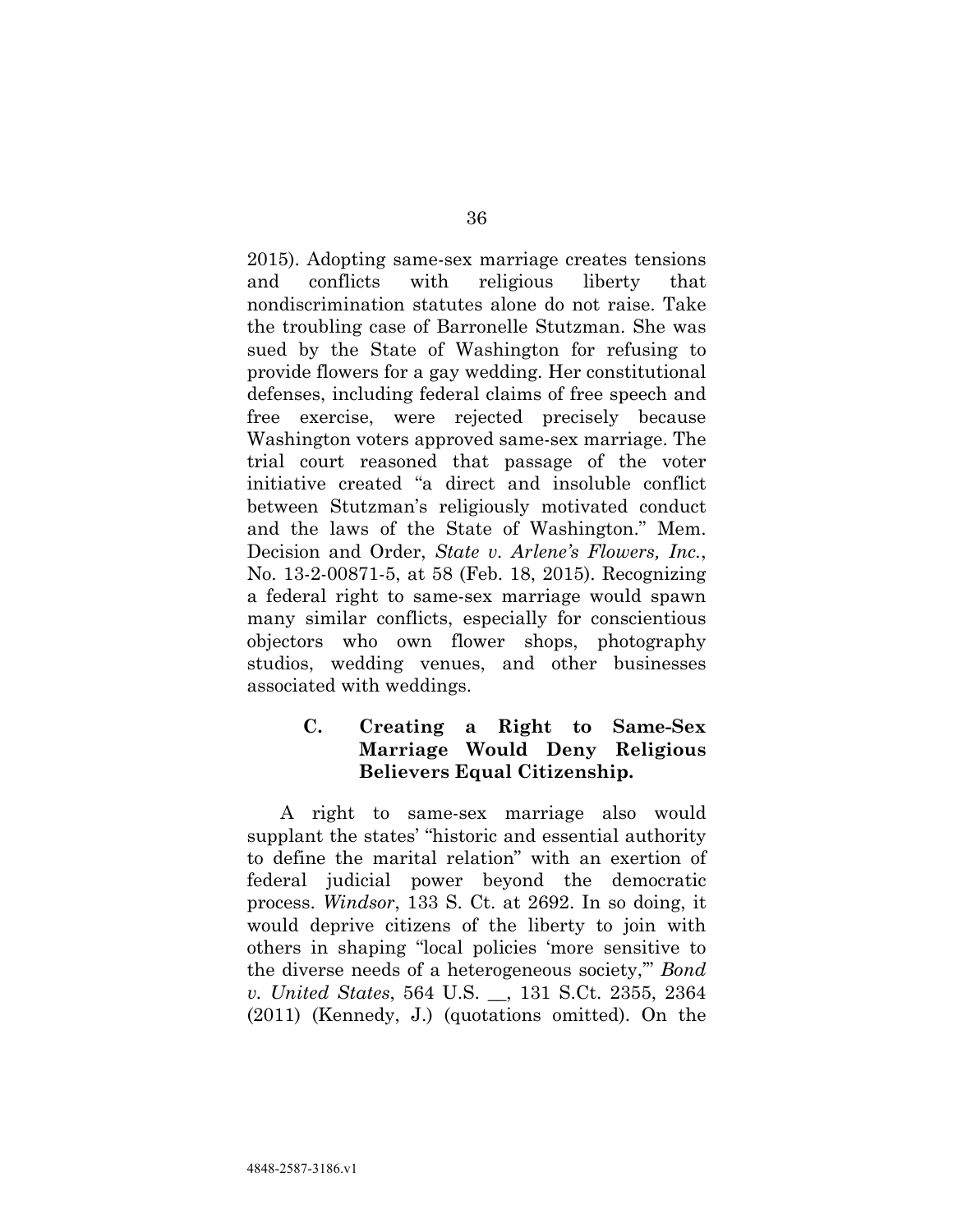2015). Adopting same-sex marriage creates tensions and conflicts with religious liberty that nondiscrimination statutes alone do not raise. Take the troubling case of Barronelle Stutzman. She was sued by the State of Washington for refusing to provide flowers for a gay wedding. Her constitutional defenses, including federal claims of free speech and free exercise, were rejected precisely because Washington voters approved same-sex marriage. The trial court reasoned that passage of the voter initiative created "a direct and insoluble conflict between Stutzman's religiously motivated conduct and the laws of the State of Washington." Mem. Decision and Order, *State v. Arlene's Flowers, Inc.*, No. 13-2-00871-5, at 58 (Feb. 18, 2015). Recognizing a federal right to same-sex marriage would spawn many similar conflicts, especially for conscientious objectors who own flower shops, photography studios, wedding venues, and other businesses associated with weddings.

### C. Creating a Right to Same-Sex Marriage Would Deny Religious Believers Equal Citizenship.

A right to same-sex marriage also would supplant the states' "historic and essential authority to define the marital relation" with an exertion of federal judicial power beyond the democratic process. *Windsor*, 133 S. Ct. at 2692. In so doing, it would deprive citizens of the liberty to join with others in shaping "local policies 'more sensitive to the diverse needs of a heterogeneous society,'" *Bond v. United States*, 564 U.S. __, 131 S.Ct. 2355, 2364 (2011) (Kennedy, J.) (quotations omitted). On the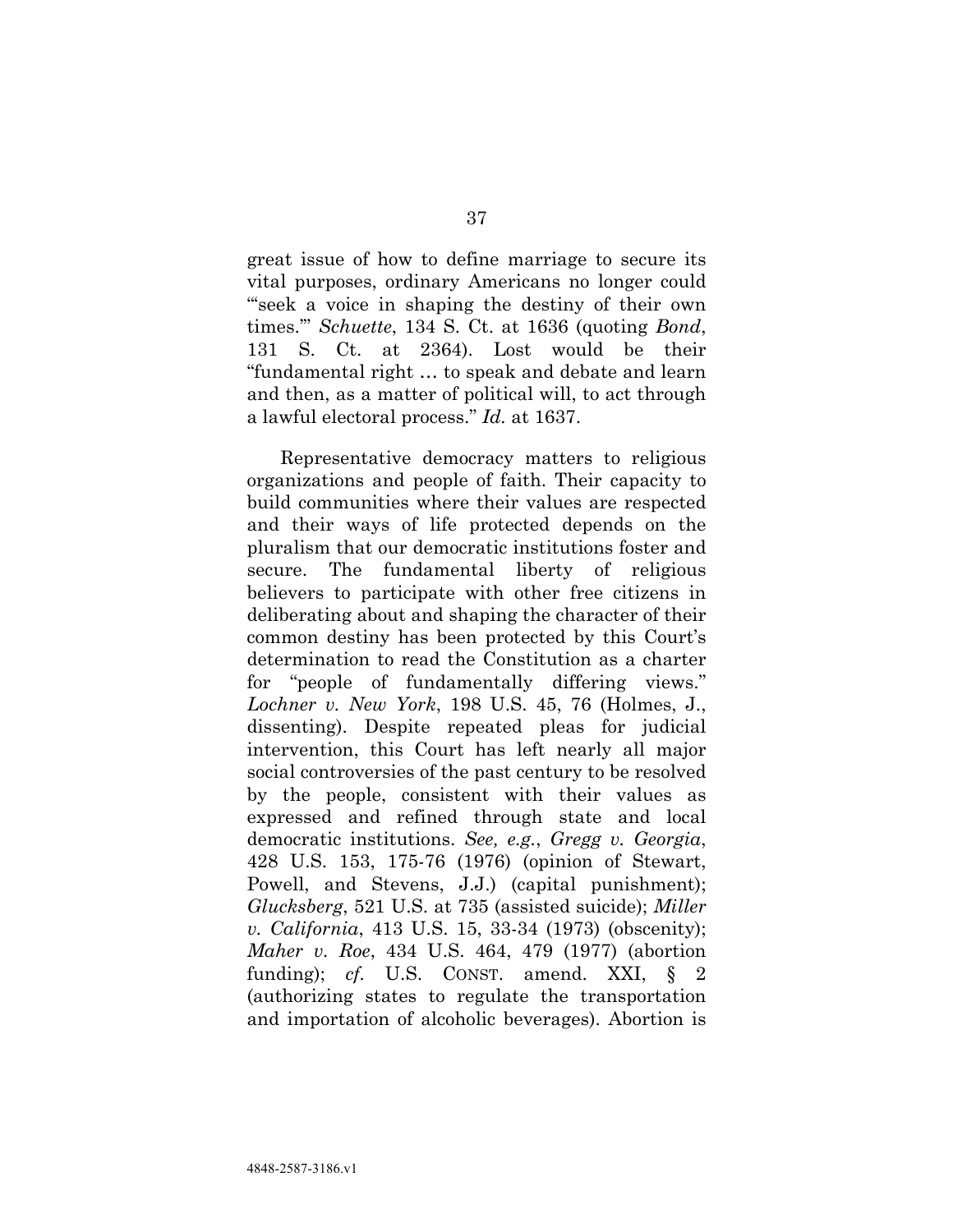great issue of how to define marriage to secure its vital purposes, ordinary Americans no longer could "'seek a voice in shaping the destiny of their own times.'" *Schuette*, 134 S. Ct. at 1636 (quoting *Bond*, 131 S. Ct. at 2364). Lost would be their "fundamental right … to speak and debate and learn and then, as a matter of political will, to act through a lawful electoral process." *Id.* at 1637.

Representative democracy matters to religious organizations and people of faith. Their capacity to build communities where their values are respected and their ways of life protected depends on the pluralism that our democratic institutions foster and secure. The fundamental liberty of religious believers to participate with other free citizens in deliberating about and shaping the character of their common destiny has been protected by this Court's determination to read the Constitution as a charter for "people of fundamentally differing views." *Lochner v. New York*, 198 U.S. 45, 76 (Holmes, J., dissenting). Despite repeated pleas for judicial intervention, this Court has left nearly all major social controversies of the past century to be resolved by the people, consistent with their values as expressed and refined through state and local democratic institutions. *See, e.g.*, *Gregg v. Georgia*, 428 U.S. 153, 175-76 (1976) (opinion of Stewart, Powell, and Stevens, J.J.) (capital punishment); *Glucksberg*, 521 U.S. at 735 (assisted suicide); *Miller v. California*, 413 U.S. 15, 33-34 (1973) (obscenity); *Maher v. Roe*, 434 U.S. 464, 479 (1977) (abortion funding); *cf.* U.S. CONST. amend. XXI, § 2 (authorizing states to regulate the transportation and importation of alcoholic beverages). Abortion is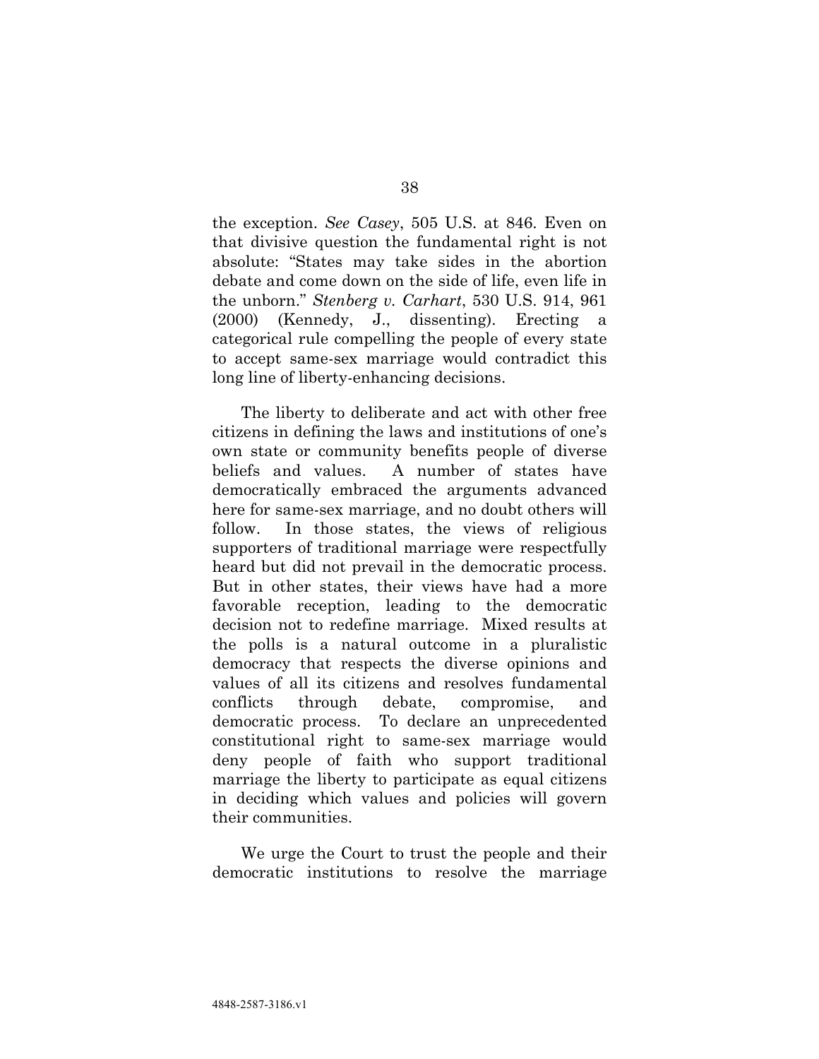the exception. *See Casey*, 505 U.S. at 846. Even on that divisive question the fundamental right is not absolute: "States may take sides in the abortion debate and come down on the side of life, even life in the unborn." *Stenberg v. Carhart*, 530 U.S. 914, 961 (2000) (Kennedy, J., dissenting). Erecting a categorical rule compelling the people of every state to accept same-sex marriage would contradict this long line of liberty-enhancing decisions.

The liberty to deliberate and act with other free citizens in defining the laws and institutions of one's own state or community benefits people of diverse beliefs and values. A number of states have democratically embraced the arguments advanced here for same-sex marriage, and no doubt others will follow. In those states, the views of religious supporters of traditional marriage were respectfully heard but did not prevail in the democratic process. But in other states, their views have had a more favorable reception, leading to the democratic decision not to redefine marriage. Mixed results at the polls is a natural outcome in a pluralistic democracy that respects the diverse opinions and values of all its citizens and resolves fundamental conflicts through debate, compromise, and democratic process. To declare an unprecedented constitutional right to same-sex marriage would deny people of faith who support traditional marriage the liberty to participate as equal citizens in deciding which values and policies will govern their communities.

We urge the Court to trust the people and their democratic institutions to resolve the marriage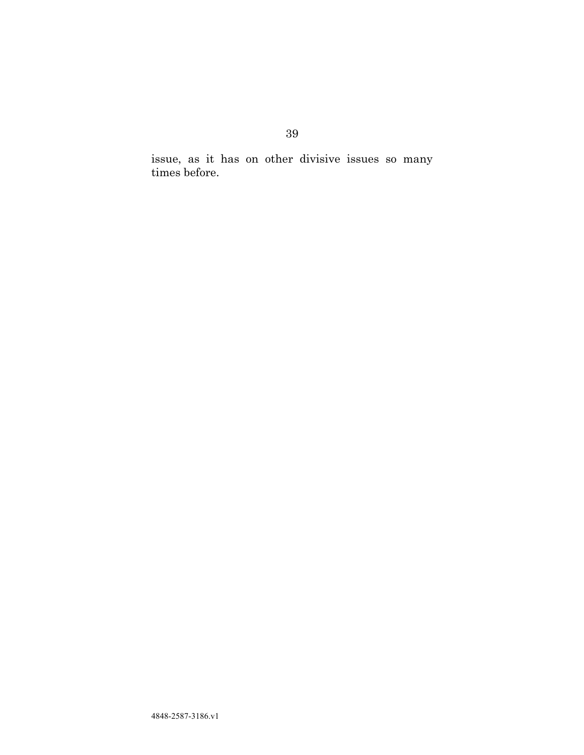issue, as it has on other divisive issues so many times before.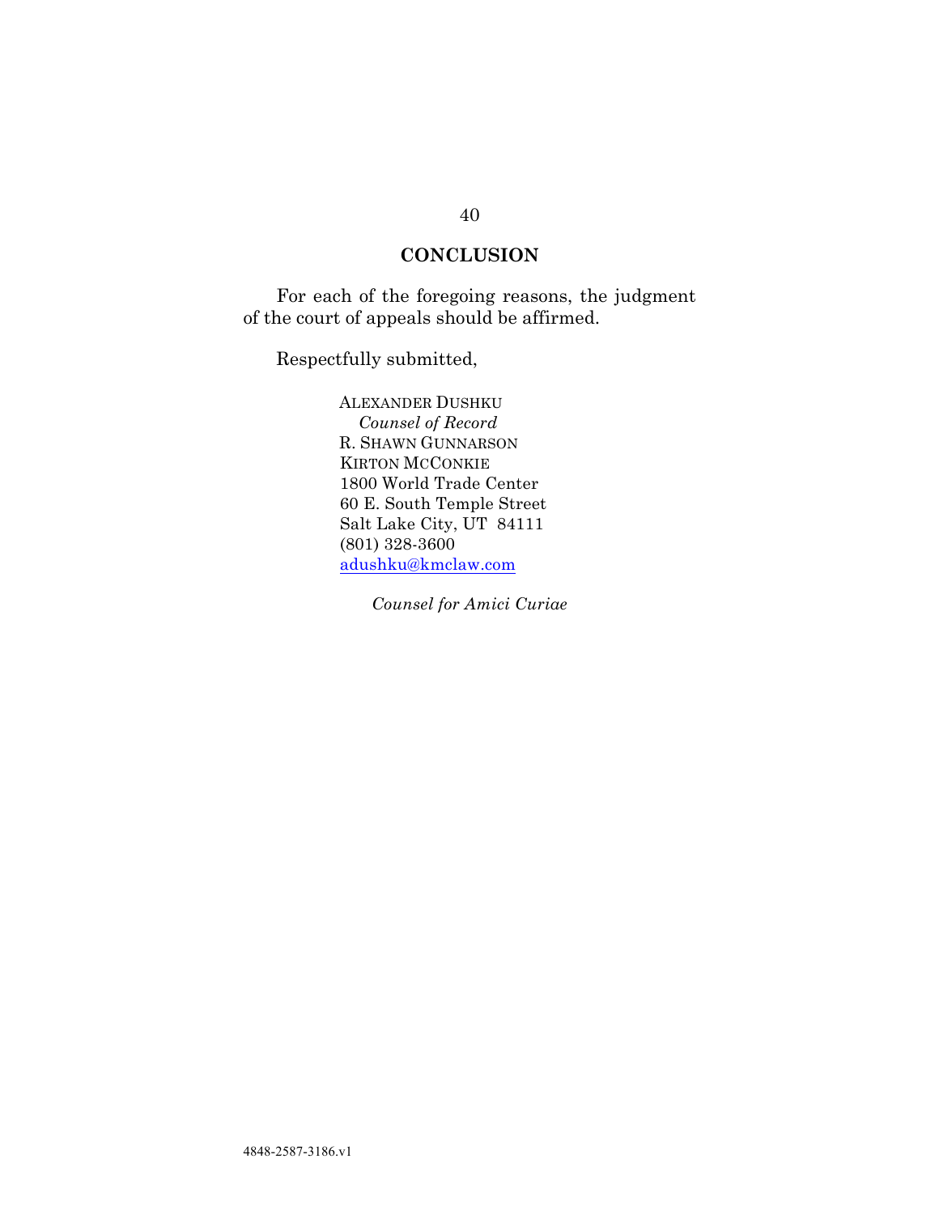## CONCLUSION

For each of the foregoing reasons, the judgment of the court of appeals should be affirmed.

Respectfully submitted,

ALEXANDER DUSHKU
*Counsel of Record*
R. SHAWN GUNNARSON
KIRTON MCCONKIE
1800 World Trade Center
60 E. South Temple Street
Salt Lake City, UT 84111
(801) 328-3600
adushku@kmclaw.com

*Counsel for Amici Curiae*

4848-2587-3186.v1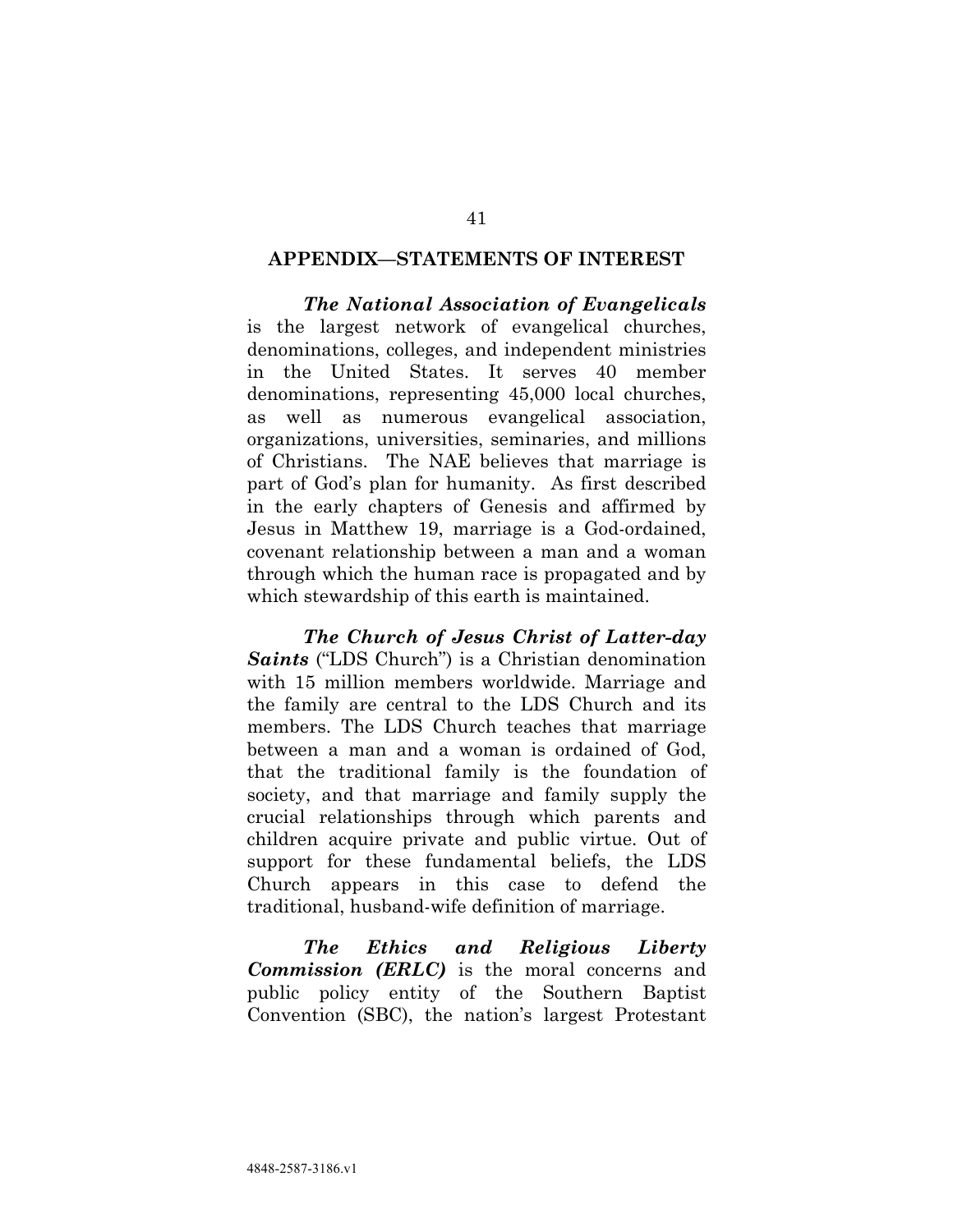## APPENDIX—STATEMENTS OF INTEREST

***The National Association of Evangelicals*** is the largest network of evangelical churches, denominations, colleges, and independent ministries in the United States. It serves 40 member denominations, representing 45,000 local churches, as well as numerous evangelical association, organizations, universities, seminaries, and millions of Christians. The NAE believes that marriage is part of God's plan for humanity. As first described in the early chapters of Genesis and affirmed by Jesus in Matthew 19, marriage is a God-ordained, covenant relationship between a man and a woman through which the human race is propagated and by which stewardship of this earth is maintained.

***The Church of Jesus Christ of Latter-day Saints*** ("LDS Church") is a Christian denomination with 15 million members worldwide. Marriage and the family are central to the LDS Church and its members. The LDS Church teaches that marriage between a man and a woman is ordained of God, that the traditional family is the foundation of society, and that marriage and family supply the crucial relationships through which parents and children acquire private and public virtue. Out of support for these fundamental beliefs, the LDS Church appears in this case to defend the traditional, husband-wife definition of marriage.

***The Ethics and Religious Liberty Commission (ERLC)*** is the moral concerns and public policy entity of the Southern Baptist Convention (SBC), the nation's largest Protestant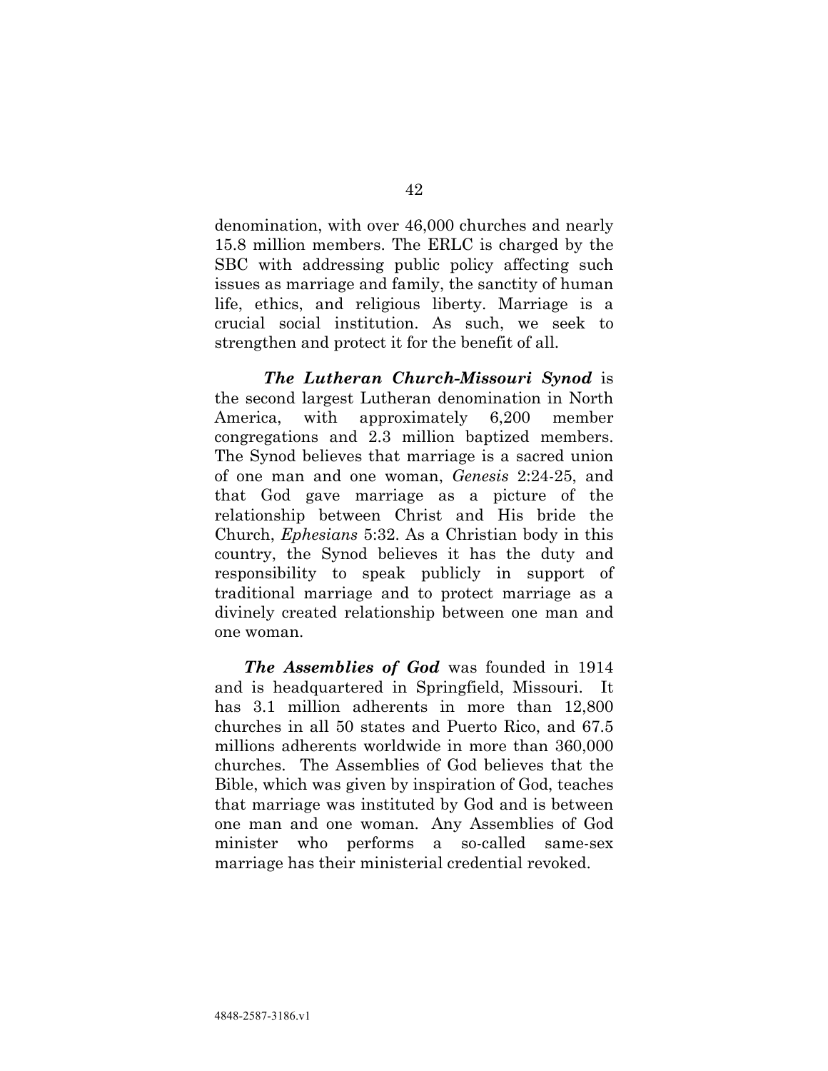denomination, with over 46,000 churches and nearly 15.8 million members. The ERLC is charged by the SBC with addressing public policy affecting such issues as marriage and family, the sanctity of human life, ethics, and religious liberty. Marriage is a crucial social institution. As such, we seek to strengthen and protect it for the benefit of all.

***The Lutheran Church-Missouri Synod*** is the second largest Lutheran denomination in North America, with approximately 6,200 member congregations and 2.3 million baptized members. The Synod believes that marriage is a sacred union of one man and one woman, *Genesis* 2:24-25, and that God gave marriage as a picture of the relationship between Christ and His bride the Church, *Ephesians* 5:32. As a Christian body in this country, the Synod believes it has the duty and responsibility to speak publicly in support of traditional marriage and to protect marriage as a divinely created relationship between one man and one woman.

***The Assemblies of God*** was founded in 1914 and is headquartered in Springfield, Missouri. It has 3.1 million adherents in more than 12,800 churches in all 50 states and Puerto Rico, and 67.5 millions adherents worldwide in more than 360,000 churches. The Assemblies of God believes that the Bible, which was given by inspiration of God, teaches that marriage was instituted by God and is between one man and one woman. Any Assemblies of God minister who performs a so-called same-sex marriage has their ministerial credential revoked.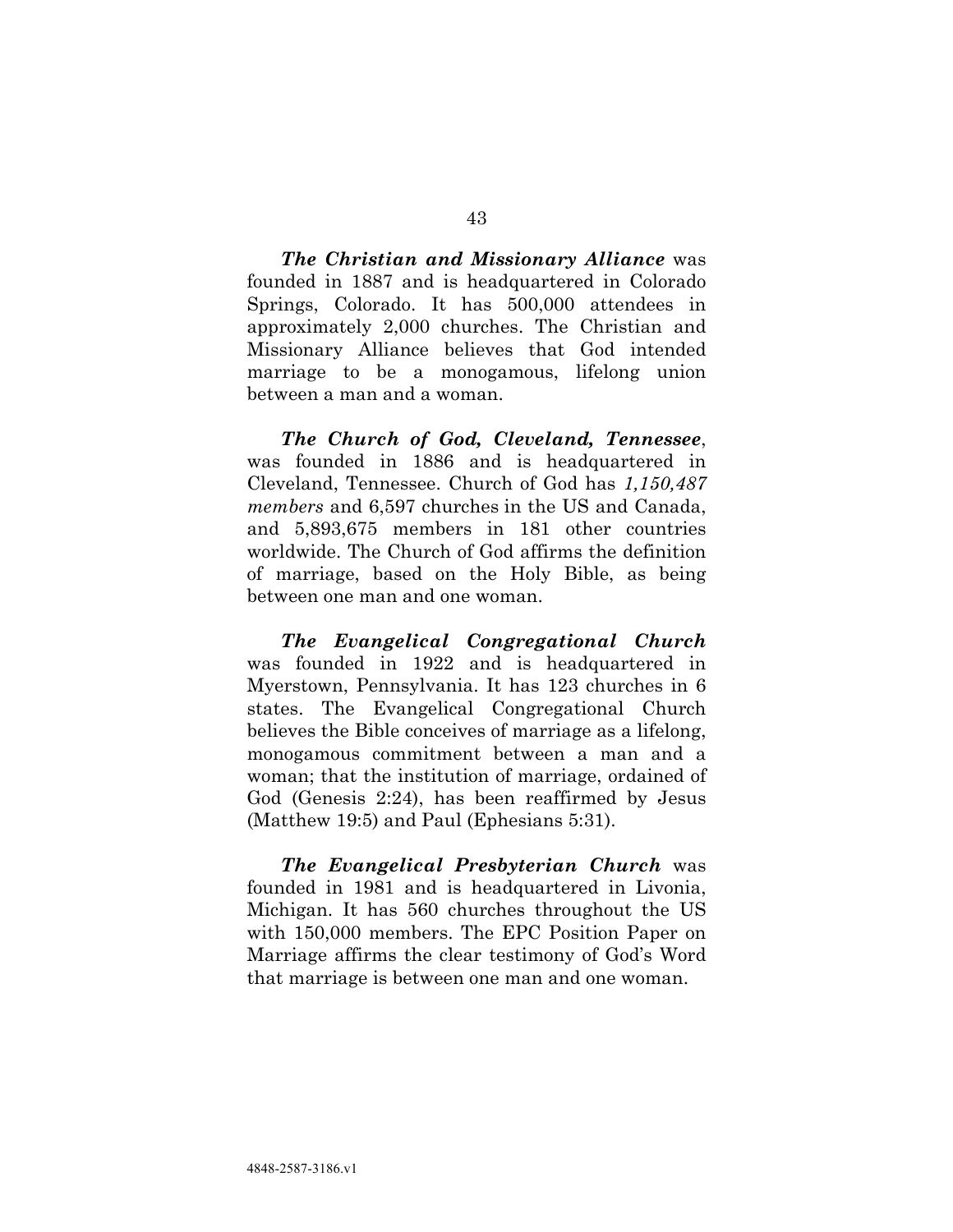***The Christian and Missionary Alliance*** was founded in 1887 and is headquartered in Colorado Springs, Colorado. It has 500,000 attendees in approximately 2,000 churches. The Christian and Missionary Alliance believes that God intended marriage to be a monogamous, lifelong union between a man and a woman.

***The Church of God, Cleveland, Tennessee***, was founded in 1886 and is headquartered in Cleveland, Tennessee. Church of God has *1,150,487 members* and 6,597 churches in the US and Canada, and 5,893,675 members in 181 other countries worldwide. The Church of God affirms the definition of marriage, based on the Holy Bible, as being between one man and one woman.

***The Evangelical Congregational Church*** was founded in 1922 and is headquartered in Myerstown, Pennsylvania. It has 123 churches in 6 states. The Evangelical Congregational Church believes the Bible conceives of marriage as a lifelong, monogamous commitment between a man and a woman; that the institution of marriage, ordained of God (Genesis 2:24), has been reaffirmed by Jesus (Matthew 19:5) and Paul (Ephesians 5:31).

***The Evangelical Presbyterian Church*** was founded in 1981 and is headquartered in Livonia, Michigan. It has 560 churches throughout the US with 150,000 members. The EPC Position Paper on Marriage affirms the clear testimony of God's Word that marriage is between one man and one woman.

4848-2587-3186.v1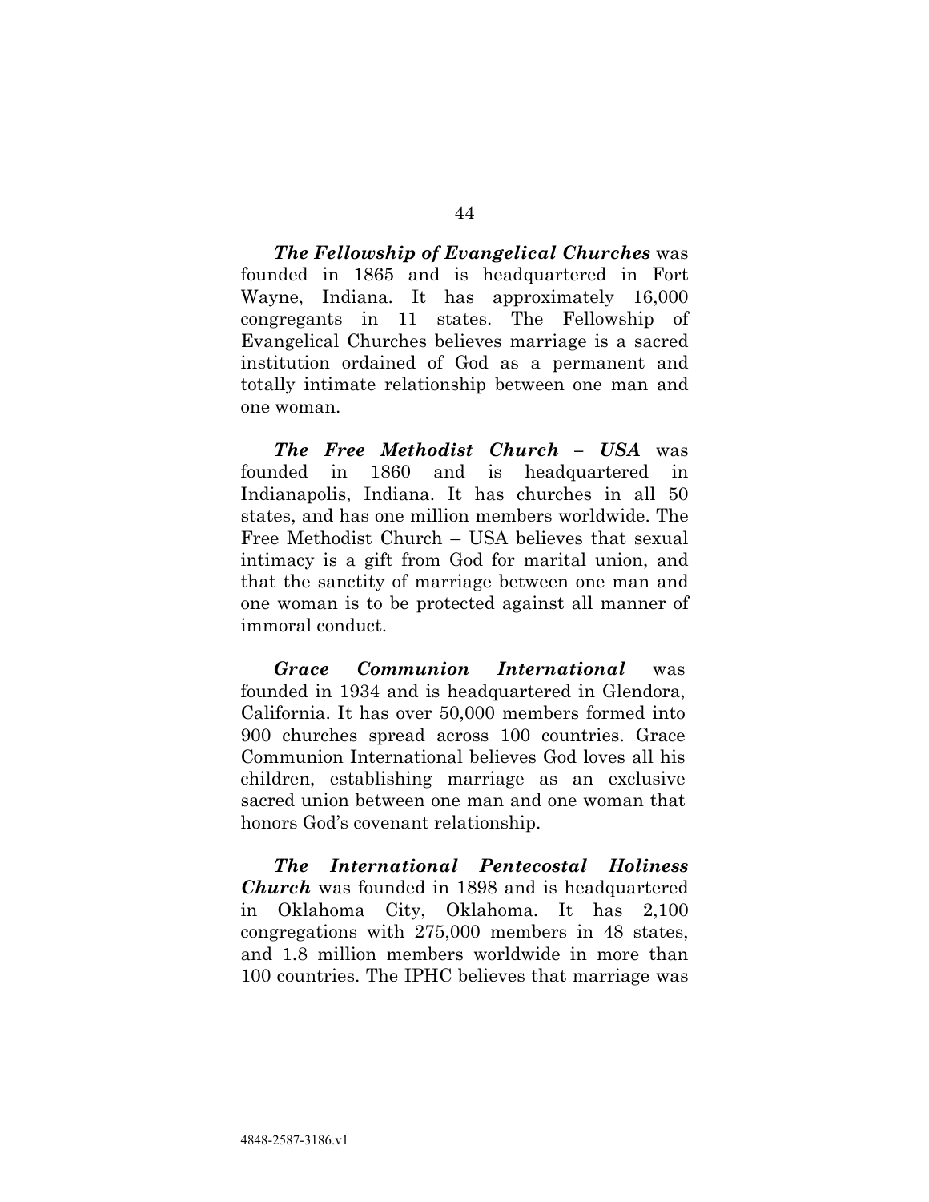***The Fellowship of Evangelical Churches*** was founded in 1865 and is headquartered in Fort Wayne, Indiana. It has approximately 16,000 congregants in 11 states. The Fellowship of Evangelical Churches believes marriage is a sacred institution ordained of God as a permanent and totally intimate relationship between one man and one woman.

***The Free Methodist Church – USA*** was founded in 1860 and is headquartered in Indianapolis, Indiana. It has churches in all 50 states, and has one million members worldwide. The Free Methodist Church – USA believes that sexual intimacy is a gift from God for marital union, and that the sanctity of marriage between one man and one woman is to be protected against all manner of immoral conduct.

***Grace Communion International*** was founded in 1934 and is headquartered in Glendora, California. It has over 50,000 members formed into 900 churches spread across 100 countries. Grace Communion International believes God loves all his children, establishing marriage as an exclusive sacred union between one man and one woman that honors God's covenant relationship.

***The International Pentecostal Holiness Church*** was founded in 1898 and is headquartered in Oklahoma City, Oklahoma. It has 2,100 congregations with 275,000 members in 48 states, and 1.8 million members worldwide in more than 100 countries. The IPHC believes that marriage was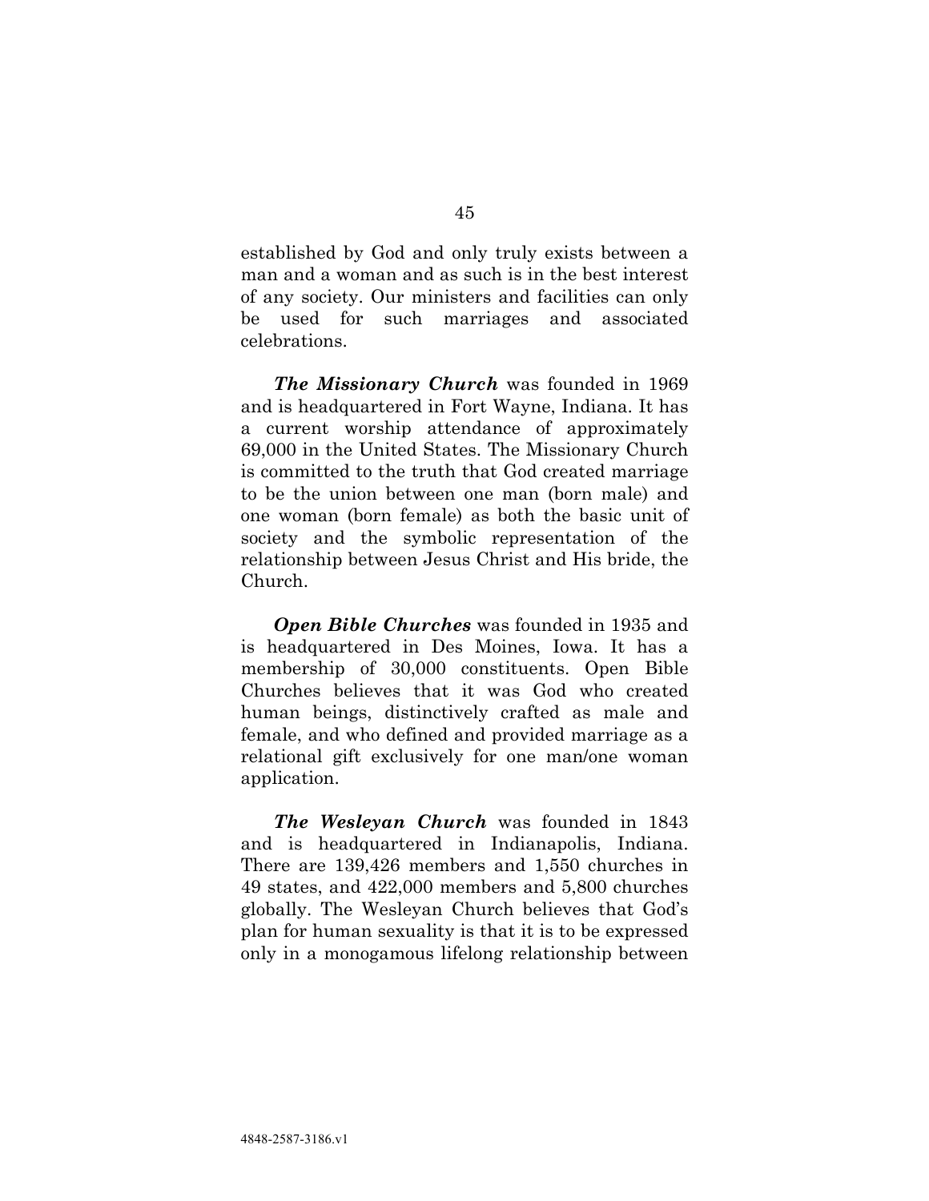established by God and only truly exists between a man and a woman and as such is in the best interest of any society. Our ministers and facilities can only be used for such marriages and associated celebrations.

***The Missionary Church*** was founded in 1969 and is headquartered in Fort Wayne, Indiana. It has a current worship attendance of approximately 69,000 in the United States. The Missionary Church is committed to the truth that God created marriage to be the union between one man (born male) and one woman (born female) as both the basic unit of society and the symbolic representation of the relationship between Jesus Christ and His bride, the Church.

***Open Bible Churches*** was founded in 1935 and is headquartered in Des Moines, Iowa. It has a membership of 30,000 constituents. Open Bible Churches believes that it was God who created human beings, distinctively crafted as male and female, and who defined and provided marriage as a relational gift exclusively for one man/one woman application.

***The Wesleyan Church*** was founded in 1843 and is headquartered in Indianapolis, Indiana. There are 139,426 members and 1,550 churches in 49 states, and 422,000 members and 5,800 churches globally. The Wesleyan Church believes that God's plan for human sexuality is that it is to be expressed only in a monogamous lifelong relationship between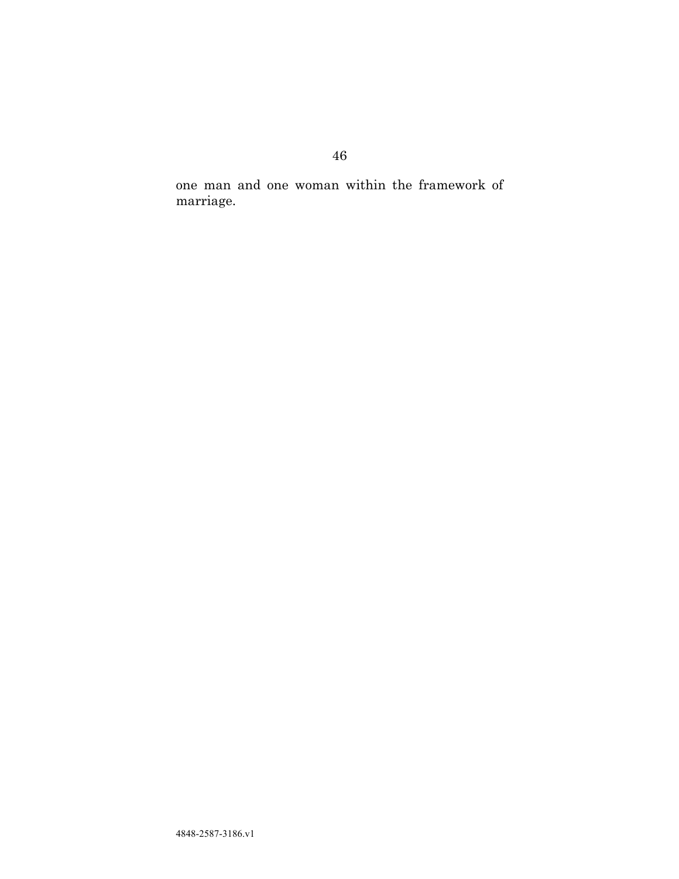one man and one woman within the framework of marriage.